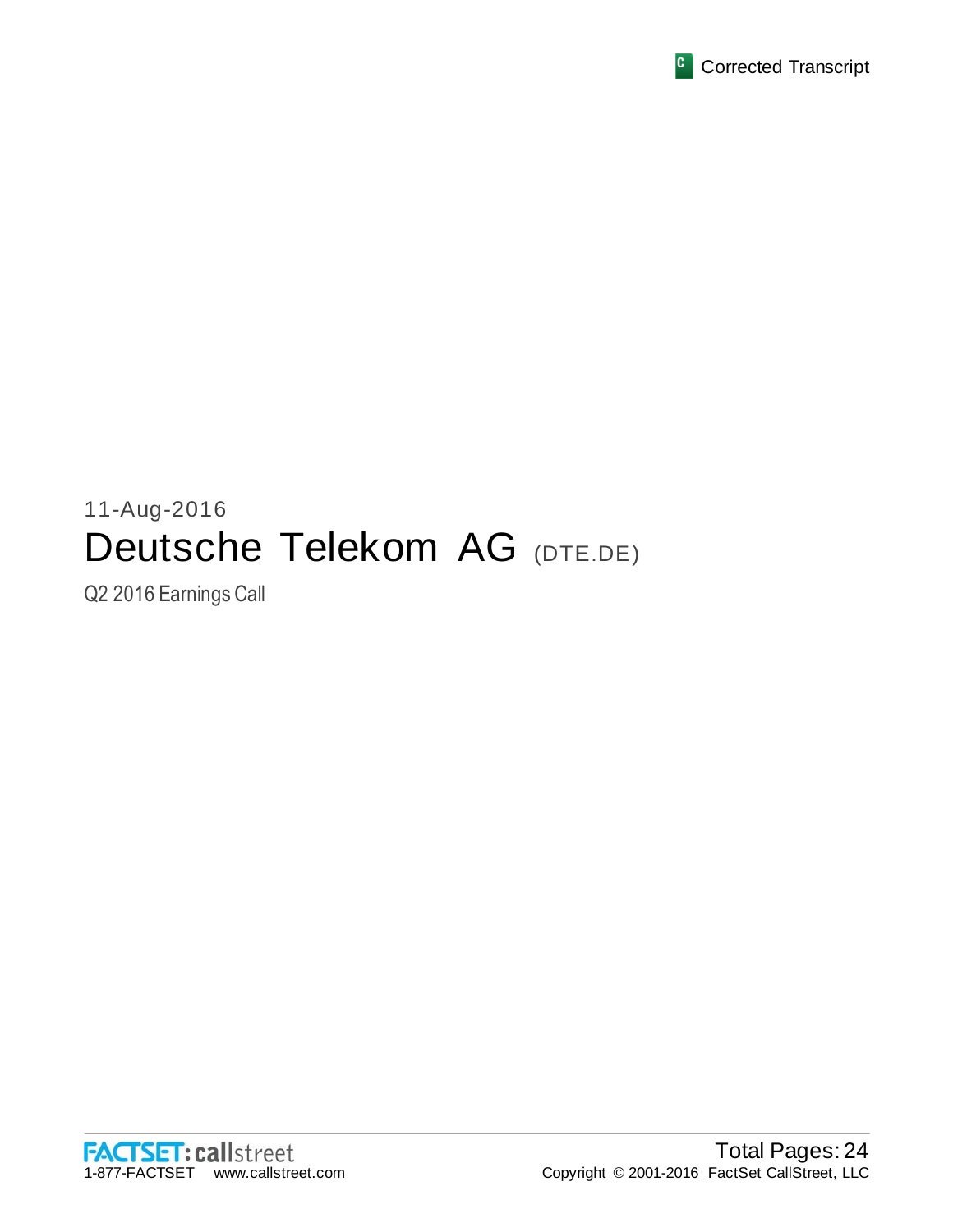Corrected Transcript

11-Aug-2016

# Deutsche Telekom AG (DTE.DE)

Q2 2016 Earnings Call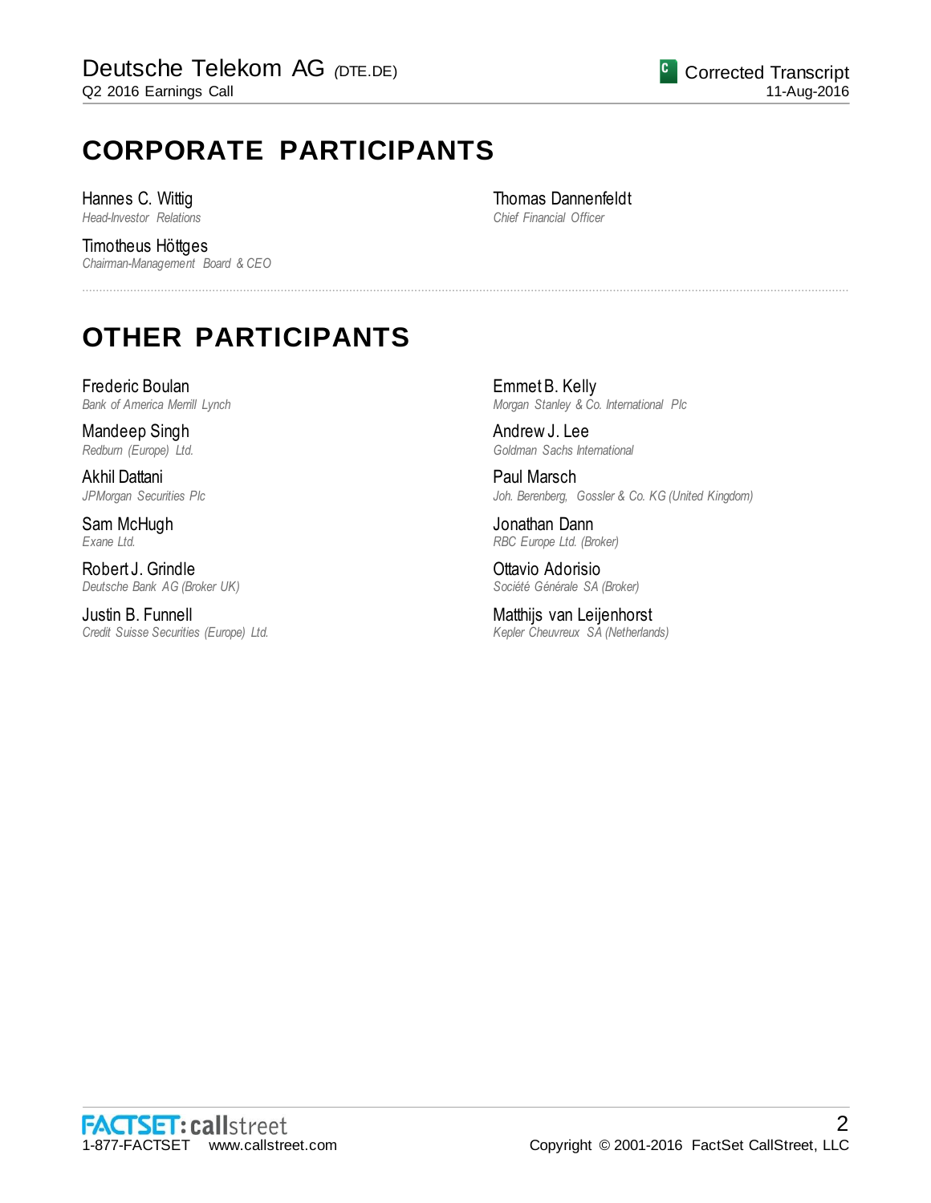# CORPORATE PARTICIPANTS

Hannes C. Wittig
*Head-Investor Relations*

Timotheus Höttges
*Chairman-Management Board & CEO*

Thomas Dannenfeldt
*Chief Financial Officer*

# OTHER PARTICIPANTS

Frederic Boulan
*Bank of America Merrill Lynch*

Mandeep Singh
*Redburn (Europe) Ltd.*

Akhil Dattani
*JPMorgan Securities Plc*

Sam McHugh
*Exane Ltd.*

Robert J. Grindle
*Deutsche Bank AG (Broker UK)*

Justin B. Funnell
*Credit Suisse Securities (Europe) Ltd.*

Emmet B. Kelly
*Morgan Stanley & Co. International Plc*

Andrew J. Lee
*Goldman Sachs International*

Paul Marsch
*Joh. Berenberg, Gossler & Co. KG (United Kingdom)*

Jonathan Dann
*RBC Europe Ltd. (Broker)*

Ottavio Adorisio
*Société Générale SA (Broker)*

Matthijs van Leijenhorst
*Kepler Cheuvreux SA (Netherlands)*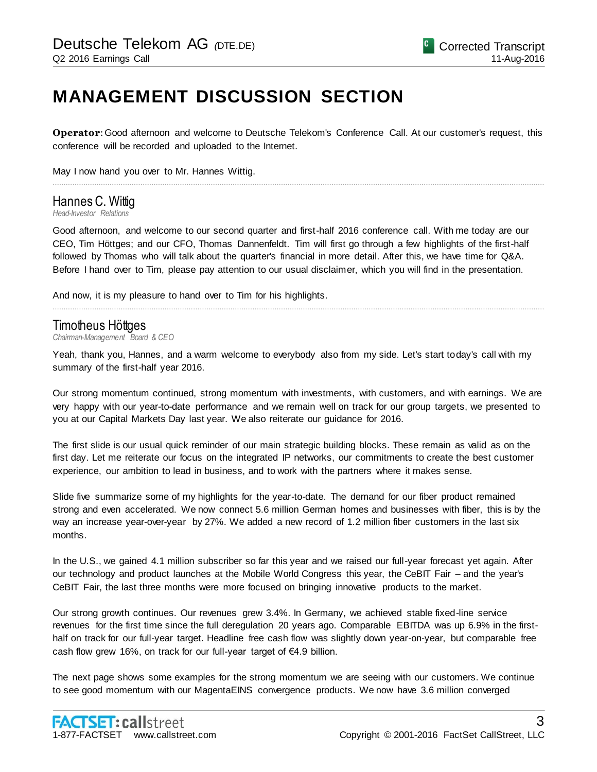# MANAGEMENT DISCUSSION SECTION

**Operator**: Good afternoon and welcome to Deutsche Telekom's Conference Call. At our customer's request, this conference will be recorded and uploaded to the Internet.

May I now hand you over to Mr. Hannes Wittig.

---

## Hannes C. Wittig

*Head-Investor Relations*

Good afternoon, and welcome to our second quarter and first-half 2016 conference call. With me today are our CEO, Tim Höttges; and our CFO, Thomas Dannenfeldt. Tim will first go through a few highlights of the first-half followed by Thomas who will talk about the quarter's financial in more detail. After this, we have time for Q&A. Before I hand over to Tim, please pay attention to our usual disclaimer, which you will find in the presentation.

And now, it is my pleasure to hand over to Tim for his highlights.

---

## Timotheus Höttges

*Chairman-Management Board & CEO*

Yeah, thank you, Hannes, and a warm welcome to everybody also from my side. Let's start today's call with my summary of the first-half year 2016.

Our strong momentum continued, strong momentum with investments, with customers, and with earnings. We are very happy with our year-to-date performance and we remain well on track for our group targets, we presented to you at our Capital Markets Day last year. We also reiterate our guidance for 2016.

The first slide is our usual quick reminder of our main strategic building blocks. These remain as valid as on the first day. Let me reiterate our focus on the integrated IP networks, our commitments to create the best customer experience, our ambition to lead in business, and to work with the partners where it makes sense.

Slide five summarize some of my highlights for the year-to-date. The demand for our fiber product remained strong and even accelerated. We now connect 5.6 million German homes and businesses with fiber, this is by the way an increase year-over-year by 27%. We added a new record of 1.2 million fiber customers in the last six months.

In the U.S., we gained 4.1 million subscriber so far this year and we raised our full-year forecast yet again. After our technology and product launches at the Mobile World Congress this year, the CeBIT Fair – and the year's CeBIT Fair, the last three months were more focused on bringing innovative products to the market.

Our strong growth continues. Our revenues grew 3.4%. In Germany, we achieved stable fixed-line service revenues for the first time since the full deregulation 20 years ago. Comparable EBITDA was up 6.9% in the first-half on track for our full-year target. Headline free cash flow was slightly down year-on-year, but comparable free cash flow grew 16%, on track for our full-year target of €4.9 billion.

The next page shows some examples for the strong momentum we are seeing with our customers. We continue to see good momentum with our MagentaEINS convergence products. We now have 3.6 million converged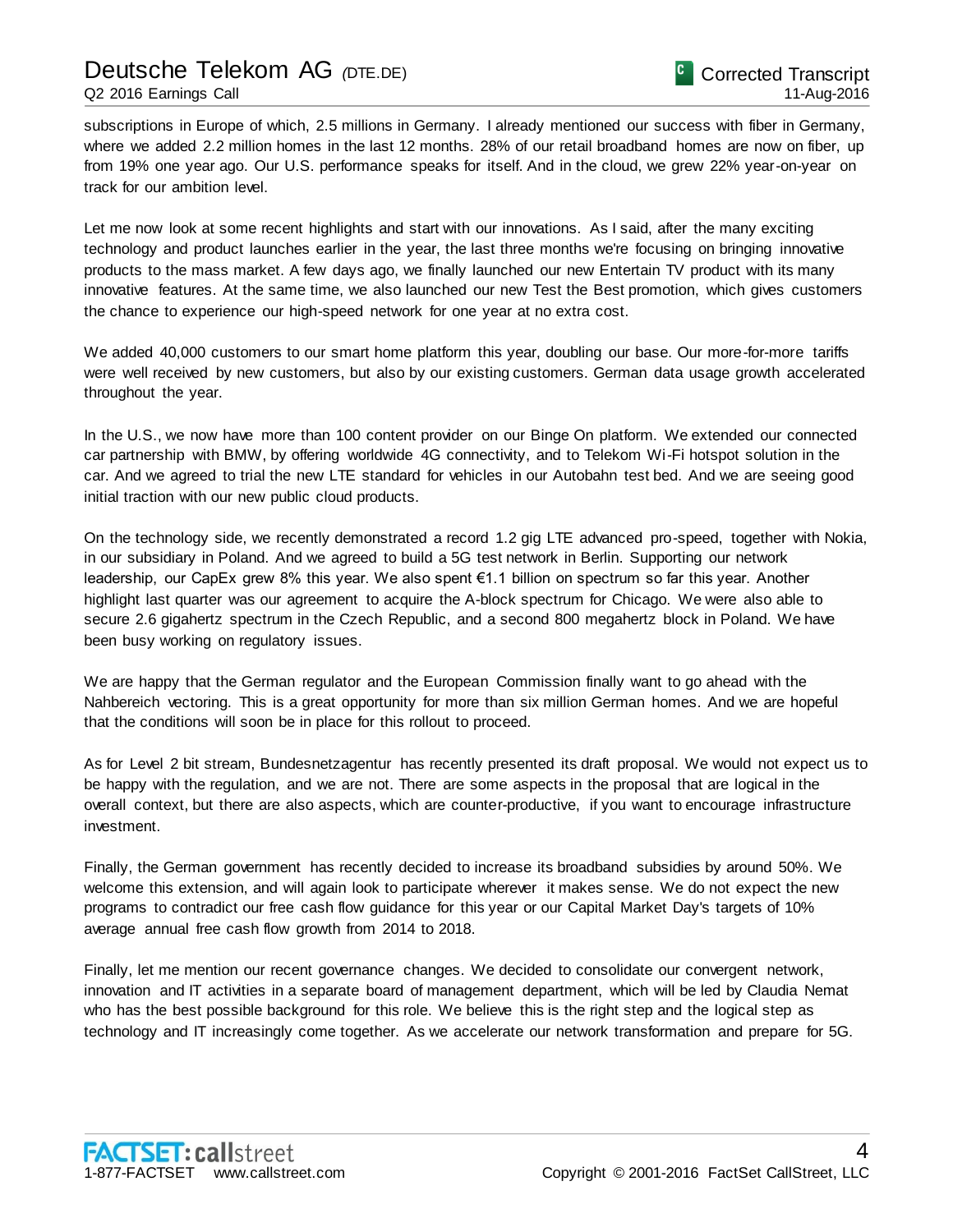subscriptions in Europe of which, 2.5 millions in Germany. I already mentioned our success with fiber in Germany, where we added 2.2 million homes in the last 12 months. 28% of our retail broadband homes are now on fiber, up from 19% one year ago. Our U.S. performance speaks for itself. And in the cloud, we grew 22% year-on-year on track for our ambition level.

Let me now look at some recent highlights and start with our innovations. As I said, after the many exciting technology and product launches earlier in the year, the last three months we're focusing on bringing innovative products to the mass market. A few days ago, we finally launched our new Entertain TV product with its many innovative features. At the same time, we also launched our new Test the Best promotion, which gives customers the chance to experience our high-speed network for one year at no extra cost.

We added 40,000 customers to our smart home platform this year, doubling our base. Our more-for-more tariffs were well received by new customers, but also by our existing customers. German data usage growth accelerated throughout the year.

In the U.S., we now have more than 100 content provider on our Binge On platform. We extended our connected car partnership with BMW, by offering worldwide 4G connectivity, and to Telekom Wi-Fi hotspot solution in the car. And we agreed to trial the new LTE standard for vehicles in our Autobahn test bed. And we are seeing good initial traction with our new public cloud products.

On the technology side, we recently demonstrated a record 1.2 gig LTE advanced pro-speed, together with Nokia, in our subsidiary in Poland. And we agreed to build a 5G test network in Berlin. Supporting our network leadership, our CapEx grew 8% this year. We also spent €1.1 billion on spectrum so far this year. Another highlight last quarter was our agreement to acquire the A-block spectrum for Chicago. We were also able to secure 2.6 gigahertz spectrum in the Czech Republic, and a second 800 megahertz block in Poland. We have been busy working on regulatory issues.

We are happy that the German regulator and the European Commission finally want to go ahead with the Nahbereich vectoring. This is a great opportunity for more than six million German homes. And we are hopeful that the conditions will soon be in place for this rollout to proceed.

As for Level 2 bit stream, Bundesnetzagentur has recently presented its draft proposal. We would not expect us to be happy with the regulation, and we are not. There are some aspects in the proposal that are logical in the overall context, but there are also aspects, which are counter-productive, if you want to encourage infrastructure investment.

Finally, the German government has recently decided to increase its broadband subsidies by around 50%. We welcome this extension, and will again look to participate wherever it makes sense. We do not expect the new programs to contradict our free cash flow guidance for this year or our Capital Market Day's targets of 10% average annual free cash flow growth from 2014 to 2018.

Finally, let me mention our recent governance changes. We decided to consolidate our convergent network, innovation and IT activities in a separate board of management department, which will be led by Claudia Nemat who has the best possible background for this role. We believe this is the right step and the logical step as technology and IT increasingly come together. As we accelerate our network transformation and prepare for 5G.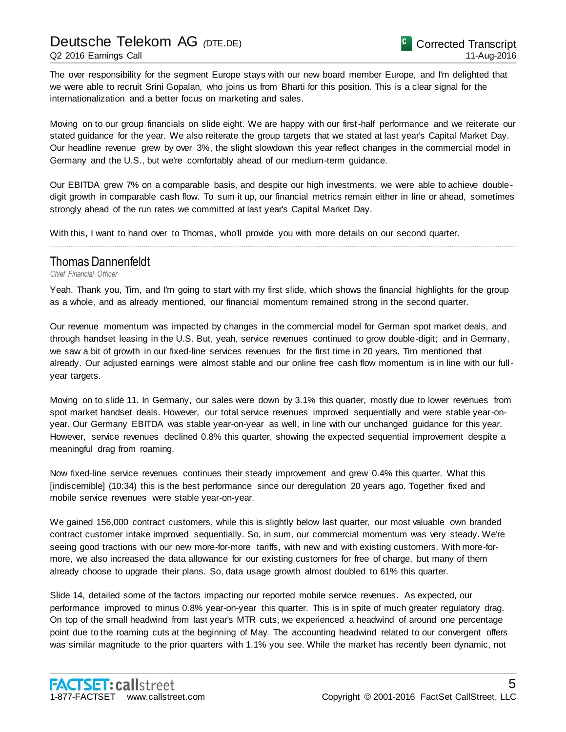The over responsibility for the segment Europe stays with our new board member Europe, and I'm delighted that we were able to recruit Srini Gopalan, who joins us from Bharti for this position. This is a clear signal for the internationalization and a better focus on marketing and sales.

Moving on to our group financials on slide eight. We are happy with our first-half performance and we reiterate our stated guidance for the year. We also reiterate the group targets that we stated at last year's Capital Market Day. Our headline revenue grew by over 3%, the slight slowdown this year reflect changes in the commercial model in Germany and the U.S., but we're comfortably ahead of our medium-term guidance.

Our EBITDA grew 7% on a comparable basis, and despite our high investments, we were able to achieve double-digit growth in comparable cash flow. To sum it up, our financial metrics remain either in line or ahead, sometimes strongly ahead of the run rates we committed at last year's Capital Market Day.

With this, I want to hand over to Thomas, who'll provide you with more details on our second quarter.

---

## Thomas Dannenfeldt

*Chief Financial Officer*

Yeah. Thank you, Tim, and I'm going to start with my first slide, which shows the financial highlights for the group as a whole, and as already mentioned, our financial momentum remained strong in the second quarter.

Our revenue momentum was impacted by changes in the commercial model for German spot market deals, and through handset leasing in the U.S. But, yeah, service revenues continued to grow double-digit; and in Germany, we saw a bit of growth in our fixed-line services revenues for the first time in 20 years, Tim mentioned that already. Our adjusted earnings were almost stable and our online free cash flow momentum is in line with our full-year targets.

Moving on to slide 11. In Germany, our sales were down by 3.1% this quarter, mostly due to lower revenues from spot market handset deals. However, our total service revenues improved sequentially and were stable year-on-year. Our Germany EBITDA was stable year-on-year as well, in line with our unchanged guidance for this year. However, service revenues declined 0.8% this quarter, showing the expected sequential improvement despite a meaningful drag from roaming.

Now fixed-line service revenues continues their steady improvement and grew 0.4% this quarter. What this [indiscernible] (10:34) this is the best performance since our deregulation 20 years ago. Together fixed and mobile service revenues were stable year-on-year.

We gained 156,000 contract customers, while this is slightly below last quarter, our most valuable own branded contract customer intake improved sequentially. So, in sum, our commercial momentum was very steady. We're seeing good tractions with our new more-for-more tariffs, with new and with existing customers. With more-for-more, we also increased the data allowance for our existing customers for free of charge, but many of them already choose to upgrade their plans. So, data usage growth almost doubled to 61% this quarter.

Slide 14, detailed some of the factors impacting our reported mobile service revenues. As expected, our performance improved to minus 0.8% year-on-year this quarter. This is in spite of much greater regulatory drag. On top of the small headwind from last year's MTR cuts, we experienced a headwind of around one percentage point due to the roaming cuts at the beginning of May. The accounting headwind related to our convergent offers was similar magnitude to the prior quarters with 1.1% you see. While the market has recently been dynamic, not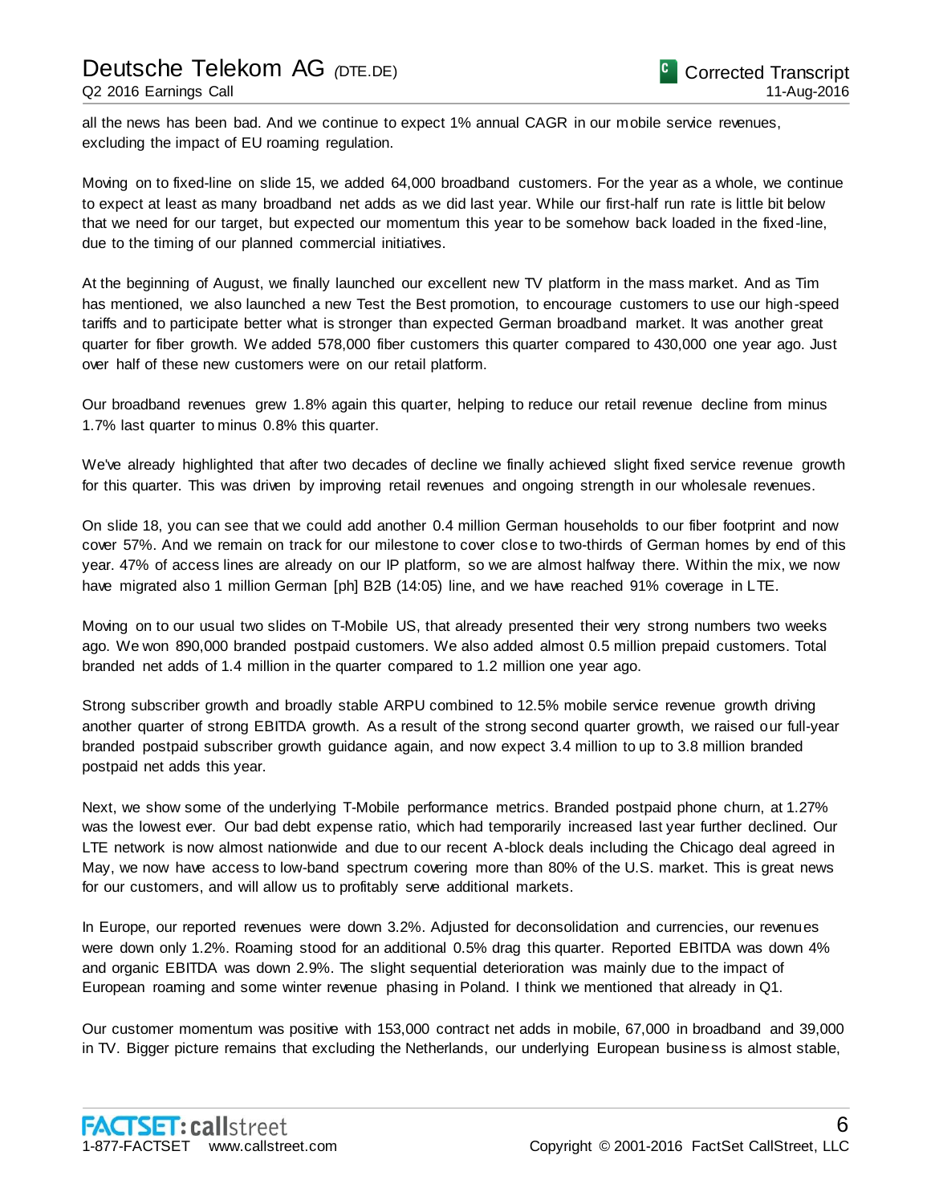all the news has been bad. And we continue to expect 1% annual CAGR in our mobile service revenues, excluding the impact of EU roaming regulation.

Moving on to fixed-line on slide 15, we added 64,000 broadband customers. For the year as a whole, we continue to expect at least as many broadband net adds as we did last year. While our first-half run rate is little bit below that we need for our target, but expected our momentum this year to be somehow back loaded in the fixed-line, due to the timing of our planned commercial initiatives.

At the beginning of August, we finally launched our excellent new TV platform in the mass market. And as Tim has mentioned, we also launched a new Test the Best promotion, to encourage customers to use our high-speed tariffs and to participate better what is stronger than expected German broadband market. It was another great quarter for fiber growth. We added 578,000 fiber customers this quarter compared to 430,000 one year ago. Just over half of these new customers were on our retail platform.

Our broadband revenues grew 1.8% again this quarter, helping to reduce our retail revenue decline from minus 1.7% last quarter to minus 0.8% this quarter.

We've already highlighted that after two decades of decline we finally achieved slight fixed service revenue growth for this quarter. This was driven by improving retail revenues and ongoing strength in our wholesale revenues.

On slide 18, you can see that we could add another 0.4 million German households to our fiber footprint and now cover 57%. And we remain on track for our milestone to cover close to two-thirds of German homes by end of this year. 47% of access lines are already on our IP platform, so we are almost halfway there. Within the mix, we now have migrated also 1 million German [ph] B2B (14:05) line, and we have reached 91% coverage in LTE.

Moving on to our usual two slides on T-Mobile US, that already presented their very strong numbers two weeks ago. We won 890,000 branded postpaid customers. We also added almost 0.5 million prepaid customers. Total branded net adds of 1.4 million in the quarter compared to 1.2 million one year ago.

Strong subscriber growth and broadly stable ARPU combined to 12.5% mobile service revenue growth driving another quarter of strong EBITDA growth. As a result of the strong second quarter growth, we raised our full-year branded postpaid subscriber growth guidance again, and now expect 3.4 million to up to 3.8 million branded postpaid net adds this year.

Next, we show some of the underlying T-Mobile performance metrics. Branded postpaid phone churn, at 1.27% was the lowest ever. Our bad debt expense ratio, which had temporarily increased last year further declined. Our LTE network is now almost nationwide and due to our recent A-block deals including the Chicago deal agreed in May, we now have access to low-band spectrum covering more than 80% of the U.S. market. This is great news for our customers, and will allow us to profitably serve additional markets.

In Europe, our reported revenues were down 3.2%. Adjusted for deconsolidation and currencies, our revenues were down only 1.2%. Roaming stood for an additional 0.5% drag this quarter. Reported EBITDA was down 4% and organic EBITDA was down 2.9%. The slight sequential deterioration was mainly due to the impact of European roaming and some winter revenue phasing in Poland. I think we mentioned that already in Q1.

Our customer momentum was positive with 153,000 contract net adds in mobile, 67,000 in broadband and 39,000 in TV. Bigger picture remains that excluding the Netherlands, our underlying European business is almost stable,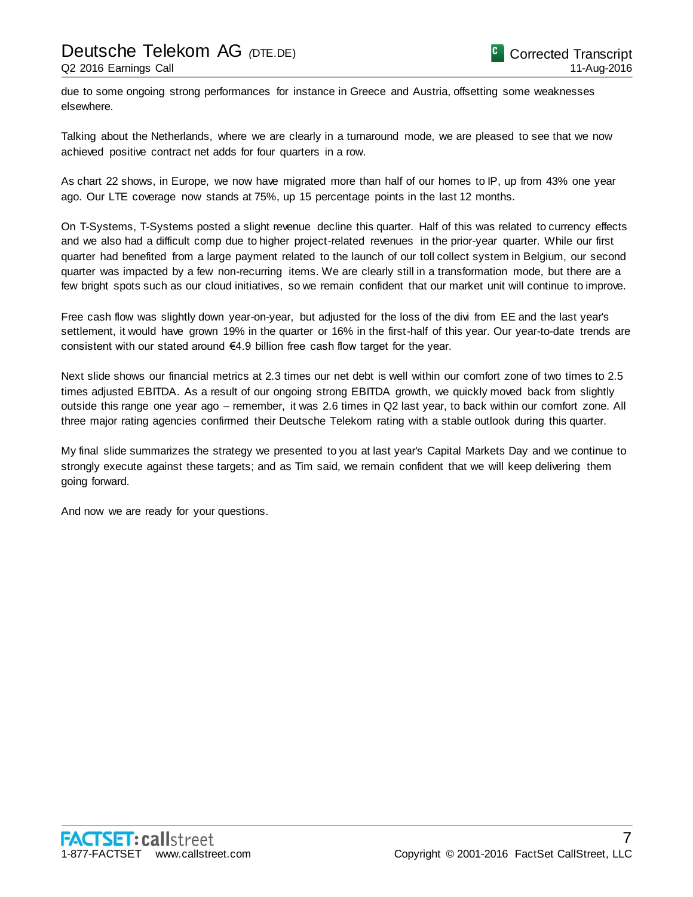due to some ongoing strong performances for instance in Greece and Austria, offsetting some weaknesses elsewhere.

Talking about the Netherlands, where we are clearly in a turnaround mode, we are pleased to see that we now achieved positive contract net adds for four quarters in a row.

As chart 22 shows, in Europe, we now have migrated more than half of our homes to IP, up from 43% one year ago. Our LTE coverage now stands at 75%, up 15 percentage points in the last 12 months.

On T-Systems, T-Systems posted a slight revenue decline this quarter. Half of this was related to currency effects and we also had a difficult comp due to higher project-related revenues in the prior-year quarter. While our first quarter had benefited from a large payment related to the launch of our toll collect system in Belgium, our second quarter was impacted by a few non-recurring items. We are clearly still in a transformation mode, but there are a few bright spots such as our cloud initiatives, so we remain confident that our market unit will continue to improve.

Free cash flow was slightly down year-on-year, but adjusted for the loss of the divi from EE and the last year's settlement, it would have grown 19% in the quarter or 16% in the first-half of this year. Our year-to-date trends are consistent with our stated around €4.9 billion free cash flow target for the year.

Next slide shows our financial metrics at 2.3 times our net debt is well within our comfort zone of two times to 2.5 times adjusted EBITDA. As a result of our ongoing strong EBITDA growth, we quickly moved back from slightly outside this range one year ago – remember, it was 2.6 times in Q2 last year, to back within our comfort zone. All three major rating agencies confirmed their Deutsche Telekom rating with a stable outlook during this quarter.

My final slide summarizes the strategy we presented to you at last year's Capital Markets Day and we continue to strongly execute against these targets; and as Tim said, we remain confident that we will keep delivering them going forward.

And now we are ready for your questions.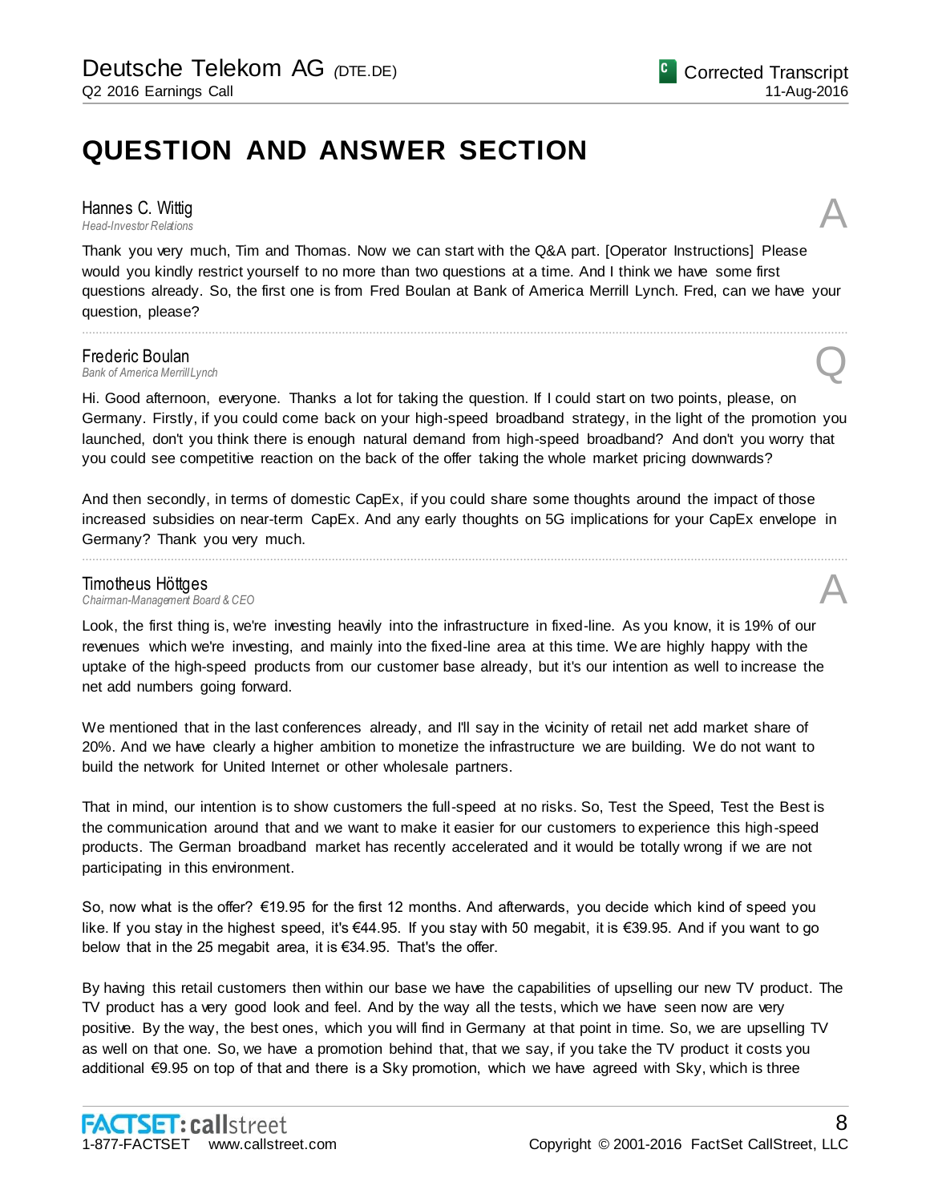# QUESTION AND ANSWER SECTION

**Hannes C. Wittig**
*Head-Investor Relations*

A

Thank you very much, Tim and Thomas. Now we can start with the Q&A part. [Operator Instructions] Please would you kindly restrict yourself to no more than two questions at a time. And I think we have some first questions already. So, the first one is from Fred Boulan at Bank of America Merrill Lynch. Fred, can we have your question, please?

---

**Frederic Boulan**
*Bank of America Merrill Lynch*

Q

Hi. Good afternoon, everyone. Thanks a lot for taking the question. If I could start on two points, please, on Germany. Firstly, if you could come back on your high-speed broadband strategy, in the light of the promotion you launched, don't you think there is enough natural demand from high-speed broadband? And don't you worry that you could see competitive reaction on the back of the offer taking the whole market pricing downwards?

And then secondly, in terms of domestic CapEx, if you could share some thoughts around the impact of those increased subsidies on near-term CapEx. And any early thoughts on 5G implications for your CapEx envelope in Germany? Thank you very much.

---

**Timotheus Höttges**
*Chairman-Management Board & CEO*

A

Look, the first thing is, we're investing heavily into the infrastructure in fixed-line. As you know, it is 19% of our revenues which we're investing, and mainly into the fixed-line area at this time. We are highly happy with the uptake of the high-speed products from our customer base already, but it's our intention as well to increase the net add numbers going forward.

We mentioned that in the last conferences already, and I'll say in the vicinity of retail net add market share of 20%. And we have clearly a higher ambition to monetize the infrastructure we are building. We do not want to build the network for United Internet or other wholesale partners.

That in mind, our intention is to show customers the full-speed at no risks. So, Test the Speed, Test the Best is the communication around that and we want to make it easier for our customers to experience this high-speed products. The German broadband market has recently accelerated and it would be totally wrong if we are not participating in this environment.

So, now what is the offer? €19.95 for the first 12 months. And afterwards, you decide which kind of speed you like. If you stay in the highest speed, it's €44.95. If you stay with 50 megabit, it is €39.95. And if you want to go below that in the 25 megabit area, it is €34.95. That's the offer.

By having this retail customers then within our base we have the capabilities of upselling our new TV product. The TV product has a very good look and feel. And by the way all the tests, which we have seen now are very positive. By the way, the best ones, which you will find in Germany at that point in time. So, we are upselling TV as well on that one. So, we have a promotion behind that, that we say, if you take the TV product it costs you additional €9.95 on top of that and there is a Sky promotion, which we have agreed with Sky, which is three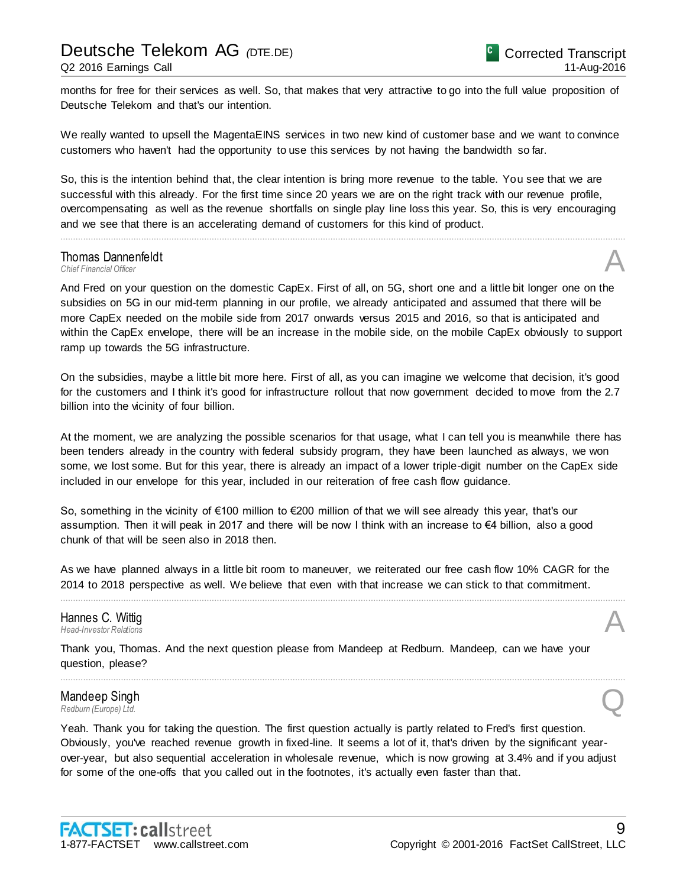months for free for their services as well. So, that makes that very attractive to go into the full value proposition of Deutsche Telekom and that's our intention.

We really wanted to upsell the MagentaEINS services in two new kind of customer base and we want to convince customers who haven't had the opportunity to use this services by not having the bandwidth so far.

So, this is the intention behind that, the clear intention is bring more revenue to the table. You see that we are successful with this already. For the first time since 20 years we are on the right track with our revenue profile, overcompensating as well as the revenue shortfalls on single play line loss this year. So, this is very encouraging and we see that there is an accelerating demand of customers for this kind of product.

---

**Thomas Dannenfeldt**
*Chief Financial Officer* **A**

And Fred on your question on the domestic CapEx. First of all, on 5G, short one and a little bit longer one on the subsidies on 5G in our mid-term planning in our profile, we already anticipated and assumed that there will be more CapEx needed on the mobile side from 2017 onwards versus 2015 and 2016, so that is anticipated and within the CapEx envelope, there will be an increase in the mobile side, on the mobile CapEx obviously to support ramp up towards the 5G infrastructure.

On the subsidies, maybe a little bit more here. First of all, as you can imagine we welcome that decision, it's good for the customers and I think it's good for infrastructure rollout that now government decided to move from the 2.7 billion into the vicinity of four billion.

At the moment, we are analyzing the possible scenarios for that usage, what I can tell you is meanwhile there has been tenders already in the country with federal subsidy program, they have been launched as always, we won some, we lost some. But for this year, there is already an impact of a lower triple-digit number on the CapEx side included in our envelope for this year, included in our reiteration of free cash flow guidance.

So, something in the vicinity of €100 million to €200 million of that we will see already this year, that's our assumption. Then it will peak in 2017 and there will be now I think with an increase to €4 billion, also a good chunk of that will be seen also in 2018 then.

As we have planned always in a little bit room to maneuver, we reiterated our free cash flow 10% CAGR for the 2014 to 2018 perspective as well. We believe that even with that increase we can stick to that commitment.

---

**Hannes C. Wittig**
*Head-Investor Relations* **A**

Thank you, Thomas. And the next question please from Mandeep at Redburn. Mandeep, can we have your question, please?

---

**Mandeep Singh**
*Redburn (Europe) Ltd.* **Q**

Yeah. Thank you for taking the question. The first question actually is partly related to Fred's first question. Obviously, you've reached revenue growth in fixed-line. It seems a lot of it, that's driven by the significant year-over-year, but also sequential acceleration in wholesale revenue, which is now growing at 3.4% and if you adjust for some of the one-offs that you called out in the footnotes, it's actually even faster than that.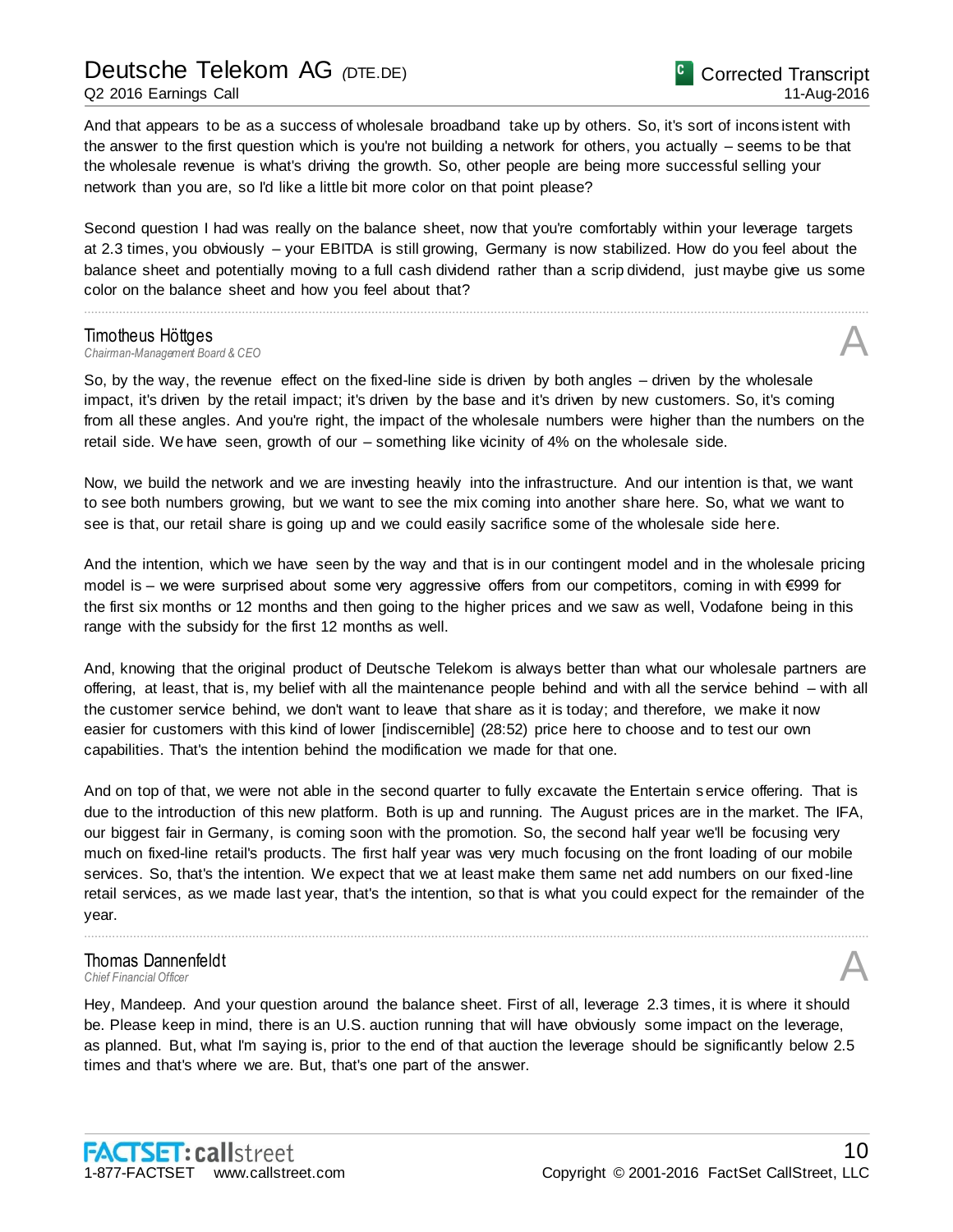And that appears to be as a success of wholesale broadband take up by others. So, it's sort of inconsistent with the answer to the first question which is you're not building a network for others, you actually – seems to be that the wholesale revenue is what's driving the growth. So, other people are being more successful selling your network than you are, so I'd like a little bit more color on that point please?

Second question I had was really on the balance sheet, now that you're comfortably within your leverage targets at 2.3 times, you obviously – your EBITDA is still growing, Germany is now stabilized. How do you feel about the balance sheet and potentially moving to a full cash dividend rather than a scrip dividend, just maybe give us some color on the balance sheet and how you feel about that?

---

**Timotheus Höttges**
*Chairman-Management Board & CEO*

A

So, by the way, the revenue effect on the fixed-line side is driven by both angles – driven by the wholesale impact, it's driven by the retail impact; it's driven by the base and it's driven by new customers. So, it's coming from all these angles. And you're right, the impact of the wholesale numbers were higher than the numbers on the retail side. We have seen, growth of our – something like vicinity of 4% on the wholesale side.

Now, we build the network and we are investing heavily into the infrastructure. And our intention is that, we want to see both numbers growing, but we want to see the mix coming into another share here. So, what we want to see is that, our retail share is going up and we could easily sacrifice some of the wholesale side here.

And the intention, which we have seen by the way and that is in our contingent model and in the wholesale pricing model is – we were surprised about some very aggressive offers from our competitors, coming in with €999 for the first six months or 12 months and then going to the higher prices and we saw as well, Vodafone being in this range with the subsidy for the first 12 months as well.

And, knowing that the original product of Deutsche Telekom is always better than what our wholesale partners are offering, at least, that is, my belief with all the maintenance people behind and with all the service behind – with all the customer service behind, we don't want to leave that share as it is today; and therefore, we make it now easier for customers with this kind of lower [indiscernible] (28:52) price here to choose and to test our own capabilities. That's the intention behind the modification we made for that one.

And on top of that, we were not able in the second quarter to fully excavate the Entertain service offering. That is due to the introduction of this new platform. Both is up and running. The August prices are in the market. The IFA, our biggest fair in Germany, is coming soon with the promotion. So, the second half year we'll be focusing very much on fixed-line retail's products. The first half year was very much focusing on the front loading of our mobile services. So, that's the intention. We expect that we at least make them same net add numbers on our fixed-line retail services, as we made last year, that's the intention, so that is what you could expect for the remainder of the year.

---

**Thomas Dannenfeldt**
*Chief Financial Officer*

A

Hey, Mandeep. And your question around the balance sheet. First of all, leverage 2.3 times, it is where it should be. Please keep in mind, there is an U.S. auction running that will have obviously some impact on the leverage, as planned. But, what I'm saying is, prior to the end of that auction the leverage should be significantly below 2.5 times and that's where we are. But, that's one part of the answer.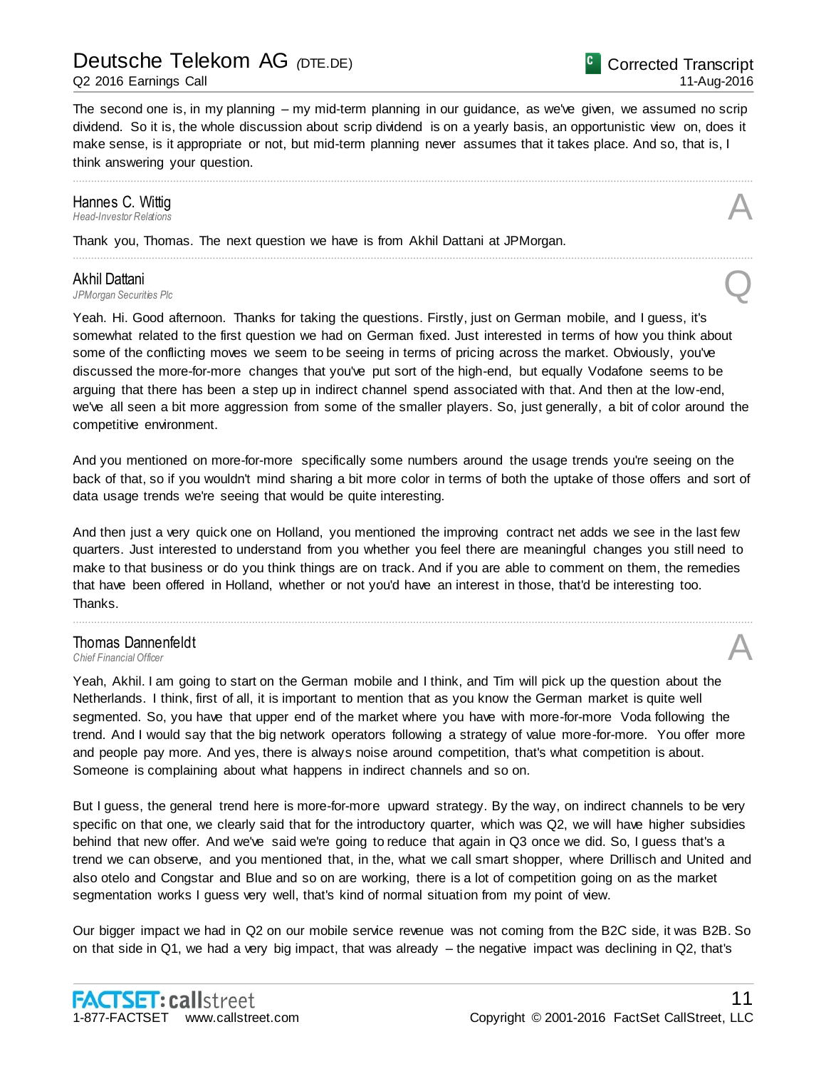The second one is, in my planning – my mid-term planning in our guidance, as we've given, we assumed no scrip dividend. So it is, the whole discussion about scrip dividend is on a yearly basis, an opportunistic view on, does it make sense, is it appropriate or not, but mid-term planning never assumes that it takes place. And so, that is, I think answering your question.

---

**Hannes C. Wittig**
*Head-Investor Relations* **A**

Thank you, Thomas. The next question we have is from Akhil Dattani at JPMorgan.

---

**Akhil Dattani**
*JPMorgan Securities Plc* **Q**

Yeah. Hi. Good afternoon. Thanks for taking the questions. Firstly, just on German mobile, and I guess, it's somewhat related to the first question we had on German fixed. Just interested in terms of how you think about some of the conflicting moves we seem to be seeing in terms of pricing across the market. Obviously, you've discussed the more-for-more changes that you've put sort of the high-end, but equally Vodafone seems to be arguing that there has been a step up in indirect channel spend associated with that. And then at the low-end, we've all seen a bit more aggression from some of the smaller players. So, just generally, a bit of color around the competitive environment.

And you mentioned on more-for-more specifically some numbers around the usage trends you're seeing on the back of that, so if you wouldn't mind sharing a bit more color in terms of both the uptake of those offers and sort of data usage trends we're seeing that would be quite interesting.

And then just a very quick one on Holland, you mentioned the improving contract net adds we see in the last few quarters. Just interested to understand from you whether you feel there are meaningful changes you still need to make to that business or do you think things are on track. And if you are able to comment on them, the remedies that have been offered in Holland, whether or not you'd have an interest in those, that'd be interesting too. Thanks.

---

**Thomas Dannenfeldt**
*Chief Financial Officer* **A**

Yeah, Akhil. I am going to start on the German mobile and I think, and Tim will pick up the question about the Netherlands. I think, first of all, it is important to mention that as you know the German market is quite well segmented. So, you have that upper end of the market where you have with more-for-more Voda following the trend. And I would say that the big network operators following a strategy of value more-for-more. You offer more and people pay more. And yes, there is always noise around competition, that's what competition is about. Someone is complaining about what happens in indirect channels and so on.

But I guess, the general trend here is more-for-more upward strategy. By the way, on indirect channels to be very specific on that one, we clearly said that for the introductory quarter, which was Q2, we will have higher subsidies behind that new offer. And we've said we're going to reduce that again in Q3 once we did. So, I guess that's a trend we can observe, and you mentioned that, in the, what we call smart shopper, where Drillisch and United and also otelo and Congstar and Blue and so on are working, there is a lot of competition going on as the market segmentation works I guess very well, that's kind of normal situation from my point of view.

Our bigger impact we had in Q2 on our mobile service revenue was not coming from the B2C side, it was B2B. So on that side in Q1, we had a very big impact, that was already – the negative impact was declining in Q2, that's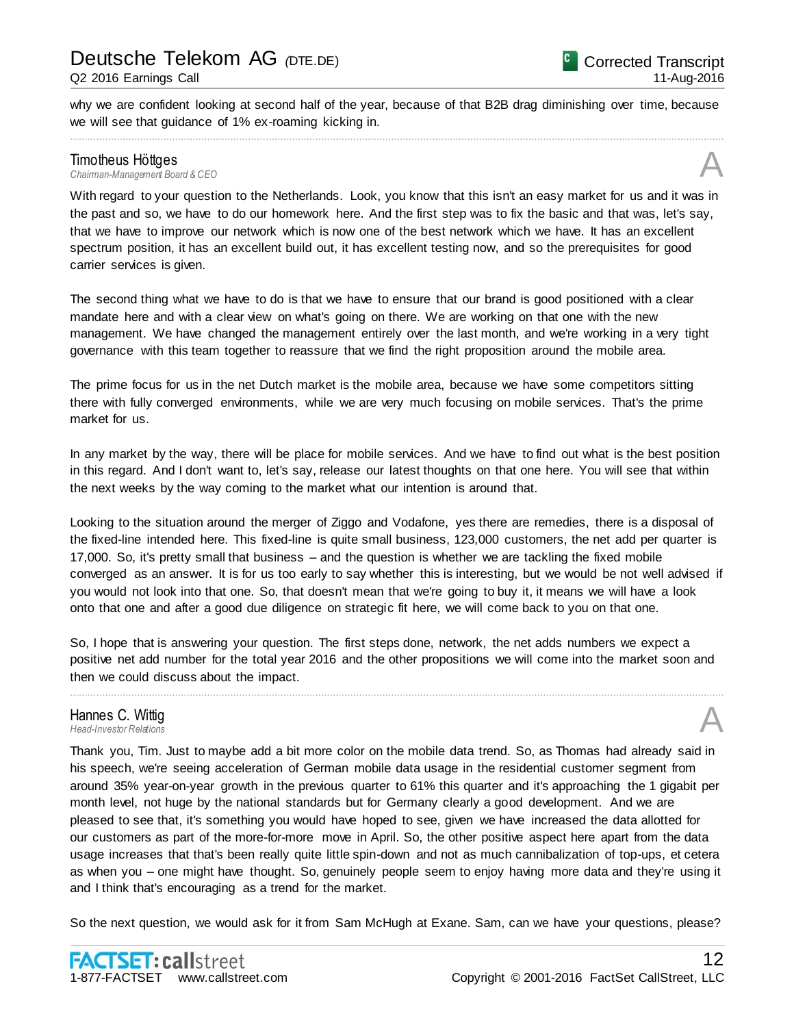why we are confident looking at second half of the year, because of that B2B drag diminishing over time, because we will see that guidance of 1% ex-roaming kicking in.

---

**Timotheus Höttges**
*Chairman-Management Board & CEO* **A**

With regard to your question to the Netherlands. Look, you know that this isn't an easy market for us and it was in the past and so, we have to do our homework here. And the first step was to fix the basic and that was, let's say, that we have to improve our network which is now one of the best network which we have. It has an excellent spectrum position, it has an excellent build out, it has excellent testing now, and so the prerequisites for good carrier services is given.

The second thing what we have to do is that we have to ensure that our brand is good positioned with a clear mandate here and with a clear view on what's going on there. We are working on that one with the new management. We have changed the management entirely over the last month, and we're working in a very tight governance with this team together to reassure that we find the right proposition around the mobile area.

The prime focus for us in the net Dutch market is the mobile area, because we have some competitors sitting there with fully converged environments, while we are very much focusing on mobile services. That's the prime market for us.

In any market by the way, there will be place for mobile services. And we have to find out what is the best position in this regard. And I don't want to, let's say, release our latest thoughts on that one here. You will see that within the next weeks by the way coming to the market what our intention is around that.

Looking to the situation around the merger of Ziggo and Vodafone, yes there are remedies, there is a disposal of the fixed-line intended here. This fixed-line is quite small business, 123,000 customers, the net add per quarter is 17,000. So, it's pretty small that business – and the question is whether we are tackling the fixed mobile converged as an answer. It is for us too early to say whether this is interesting, but we would be not well advised if you would not look into that one. So, that doesn't mean that we're going to buy it, it means we will have a look onto that one and after a good due diligence on strategic fit here, we will come back to you on that one.

So, I hope that is answering your question. The first steps done, network, the net adds numbers we expect a positive net add number for the total year 2016 and the other propositions we will come into the market soon and then we could discuss about the impact.

---

**Hannes C. Wittig**
*Head-Investor Relations* **A**

Thank you, Tim. Just to maybe add a bit more color on the mobile data trend. So, as Thomas had already said in his speech, we're seeing acceleration of German mobile data usage in the residential customer segment from around 35% year-on-year growth in the previous quarter to 61% this quarter and it's approaching the 1 gigabit per month level, not huge by the national standards but for Germany clearly a good development. And we are pleased to see that, it's something you would have hoped to see, given we have increased the data allotted for our customers as part of the more-for-more move in April. So, the other positive aspect here apart from the data usage increases that that's been really quite little spin-down and not as much cannibalization of top-ups, et cetera as when you – one might have thought. So, genuinely people seem to enjoy having more data and they're using it and I think that's encouraging as a trend for the market.

So the next question, we would ask for it from Sam McHugh at Exane. Sam, can we have your questions, please?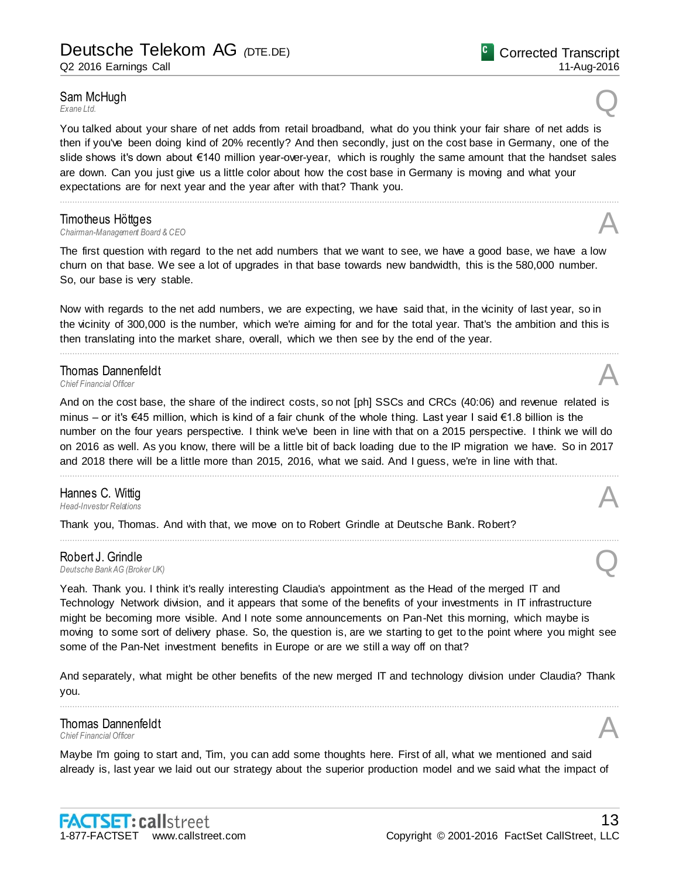**Sam McHugh**
*Exane Ltd.*

Q

You talked about your share of net adds from retail broadband, what do you think your fair share of net adds is then if you've been doing kind of 20% recently? And then secondly, just on the cost base in Germany, one of the slide shows it's down about €140 million year-over-year, which is roughly the same amount that the handset sales are down. Can you just give us a little color about how the cost base in Germany is moving and what your expectations are for next year and the year after with that? Thank you.

---

**Timotheus Höttges**
*Chairman-Management Board & CEO*

A

The first question with regard to the net add numbers that we want to see, we have a good base, we have a low churn on that base. We see a lot of upgrades in that base towards new bandwidth, this is the 580,000 number. So, our base is very stable.

Now with regards to the net add numbers, we are expecting, we have said that, in the vicinity of last year, so in the vicinity of 300,000 is the number, which we're aiming for and for the total year. That's the ambition and this is then translating into the market share, overall, which we then see by the end of the year.

---

**Thomas Dannenfeldt**
*Chief Financial Officer*

A

And on the cost base, the share of the indirect costs, so not [ph] SSCs and CRCs (40:06) and revenue related is minus – or it's €45 million, which is kind of a fair chunk of the whole thing. Last year I said €1.8 billion is the number on the four years perspective. I think we've been in line with that on a 2015 perspective. I think we will do on 2016 as well. As you know, there will be a little bit of back loading due to the IP migration we have. So in 2017 and 2018 there will be a little more than 2015, 2016, what we said. And I guess, we're in line with that.

---

**Hannes C. Wittig**
*Head-Investor Relations*

A

Thank you, Thomas. And with that, we move on to Robert Grindle at Deutsche Bank. Robert?

---

**Robert J. Grindle**
*Deutsche Bank AG (Broker UK)*

Q

Yeah. Thank you. I think it's really interesting Claudia's appointment as the Head of the merged IT and Technology Network division, and it appears that some of the benefits of your investments in IT infrastructure might be becoming more visible. And I note some announcements on Pan-Net this morning, which maybe is moving to some sort of delivery phase. So, the question is, are we starting to get to the point where you might see some of the Pan-Net investment benefits in Europe or are we still a way off on that?

And separately, what might be other benefits of the new merged IT and technology division under Claudia? Thank you.

---

**Thomas Dannenfeldt**
*Chief Financial Officer*

A

Maybe I'm going to start and, Tim, you can add some thoughts here. First of all, what we mentioned and said already is, last year we laid out our strategy about the superior production model and we said what the impact of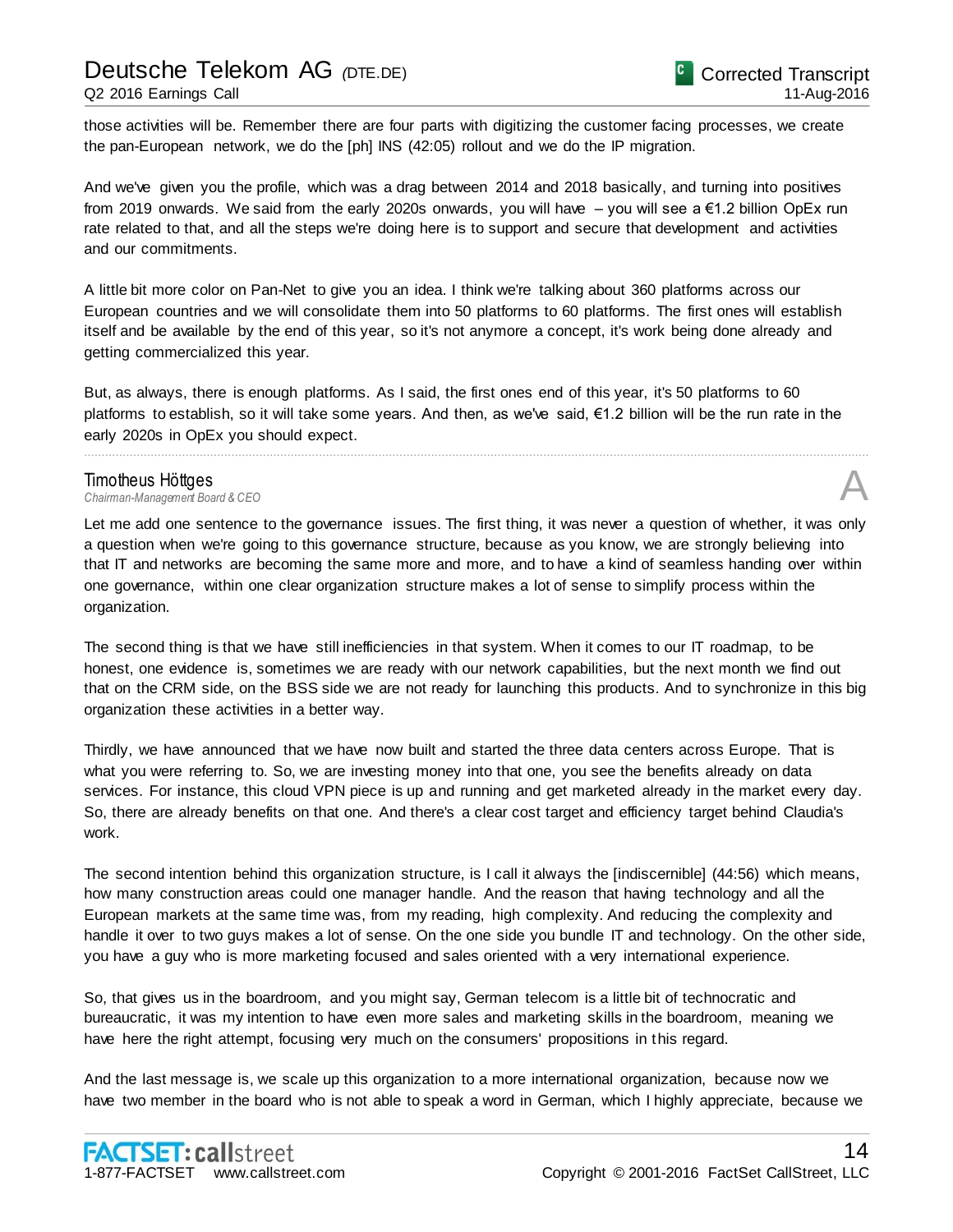those activities will be. Remember there are four parts with digitizing the customer facing processes, we create the pan-European network, we do the [ph] INS (42:05) rollout and we do the IP migration.

And we've given you the profile, which was a drag between 2014 and 2018 basically, and turning into positives from 2019 onwards. We said from the early 2020s onwards, you will have – you will see a €1.2 billion OpEx run rate related to that, and all the steps we're doing here is to support and secure that development and activities and our commitments.

A little bit more color on Pan-Net to give you an idea. I think we're talking about 360 platforms across our European countries and we will consolidate them into 50 platforms to 60 platforms. The first ones will establish itself and be available by the end of this year, so it's not anymore a concept, it's work being done already and getting commercialized this year.

But, as always, there is enough platforms. As I said, the first ones end of this year, it's 50 platforms to 60 platforms to establish, so it will take some years. And then, as we've said, €1.2 billion will be the run rate in the early 2020s in OpEx you should expect.

---

**Timotheus Höttges**
*Chairman-Management Board & CEO* **A**

Let me add one sentence to the governance issues. The first thing, it was never a question of whether, it was only a question when we're going to this governance structure, because as you know, we are strongly believing into that IT and networks are becoming the same more and more, and to have a kind of seamless handing over within one governance, within one clear organization structure makes a lot of sense to simplify process within the organization.

The second thing is that we have still inefficiencies in that system. When it comes to our IT roadmap, to be honest, one evidence is, sometimes we are ready with our network capabilities, but the next month we find out that on the CRM side, on the BSS side we are not ready for launching this products. And to synchronize in this big organization these activities in a better way.

Thirdly, we have announced that we have now built and started the three data centers across Europe. That is what you were referring to. So, we are investing money into that one, you see the benefits already on data services. For instance, this cloud VPN piece is up and running and get marketed already in the market every day. So, there are already benefits on that one. And there's a clear cost target and efficiency target behind Claudia's work.

The second intention behind this organization structure, is I call it always the [indiscernible] (44:56) which means, how many construction areas could one manager handle. And the reason that having technology and all the European markets at the same time was, from my reading, high complexity. And reducing the complexity and handle it over to two guys makes a lot of sense. On the one side you bundle IT and technology. On the other side, you have a guy who is more marketing focused and sales oriented with a very international experience.

So, that gives us in the boardroom, and you might say, German telecom is a little bit of technocratic and bureaucratic, it was my intention to have even more sales and marketing skills in the boardroom, meaning we have here the right attempt, focusing very much on the consumers' propositions in this regard.

And the last message is, we scale up this organization to a more international organization, because now we have two member in the board who is not able to speak a word in German, which I highly appreciate, because we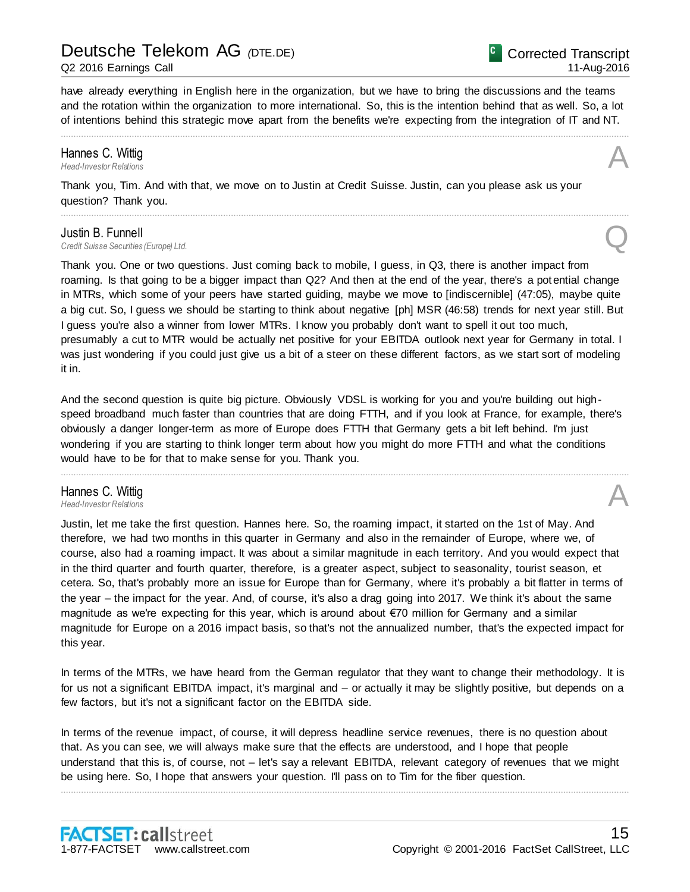have already everything in English here in the organization, but we have to bring the discussions and the teams and the rotation within the organization to more international. So, this is the intention behind that as well. So, a lot of intentions behind this strategic move apart from the benefits we're expecting from the integration of IT and NT.

---

**Hannes C. Wittig**
*Head-Investor Relations* **A**

Thank you, Tim. And with that, we move on to Justin at Credit Suisse. Justin, can you please ask us your question? Thank you.

---

**Justin B. Funnell**
*Credit Suisse Securities (Europe) Ltd.* **Q**

Thank you. One or two questions. Just coming back to mobile, I guess, in Q3, there is another impact from roaming. Is that going to be a bigger impact than Q2? And then at the end of the year, there's a potential change in MTRs, which some of your peers have started guiding, maybe we move to [indiscernible] (47:05), maybe quite a big cut. So, I guess we should be starting to think about negative [ph] MSR (46:58) trends for next year still. But I guess you're also a winner from lower MTRs. I know you probably don't want to spell it out too much, presumably a cut to MTR would be actually net positive for your EBITDA outlook next year for Germany in total. I was just wondering if you could just give us a bit of a steer on these different factors, as we start sort of modeling it in.

And the second question is quite big picture. Obviously VDSL is working for you and you're building out high-speed broadband much faster than countries that are doing FTTH, and if you look at France, for example, there's obviously a danger longer-term as more of Europe does FTTH that Germany gets a bit left behind. I'm just wondering if you are starting to think longer term about how you might do more FTTH and what the conditions would have to be for that to make sense for you. Thank you.

---

**Hannes C. Wittig**
*Head-Investor Relations* **A**

Justin, let me take the first question. Hannes here. So, the roaming impact, it started on the 1st of May. And therefore, we had two months in this quarter in Germany and also in the remainder of Europe, where we, of course, also had a roaming impact. It was about a similar magnitude in each territory. And you would expect that in the third quarter and fourth quarter, therefore, is a greater aspect, subject to seasonality, tourist season, et cetera. So, that's probably more an issue for Europe than for Germany, where it's probably a bit flatter in terms of the year – the impact for the year. And, of course, it's also a drag going into 2017. We think it's about the same magnitude as we're expecting for this year, which is around about €70 million for Germany and a similar magnitude for Europe on a 2016 impact basis, so that's not the annualized number, that's the expected impact for this year.

In terms of the MTRs, we have heard from the German regulator that they want to change their methodology. It is for us not a significant EBITDA impact, it's marginal and – or actually it may be slightly positive, but depends on a few factors, but it's not a significant factor on the EBITDA side.

In terms of the revenue impact, of course, it will depress headline service revenues, there is no question about that. As you can see, we will always make sure that the effects are understood, and I hope that people understand that this is, of course, not – let's say a relevant EBITDA, relevant category of revenues that we might be using here. So, I hope that answers your question. I'll pass on to Tim for the fiber question.

---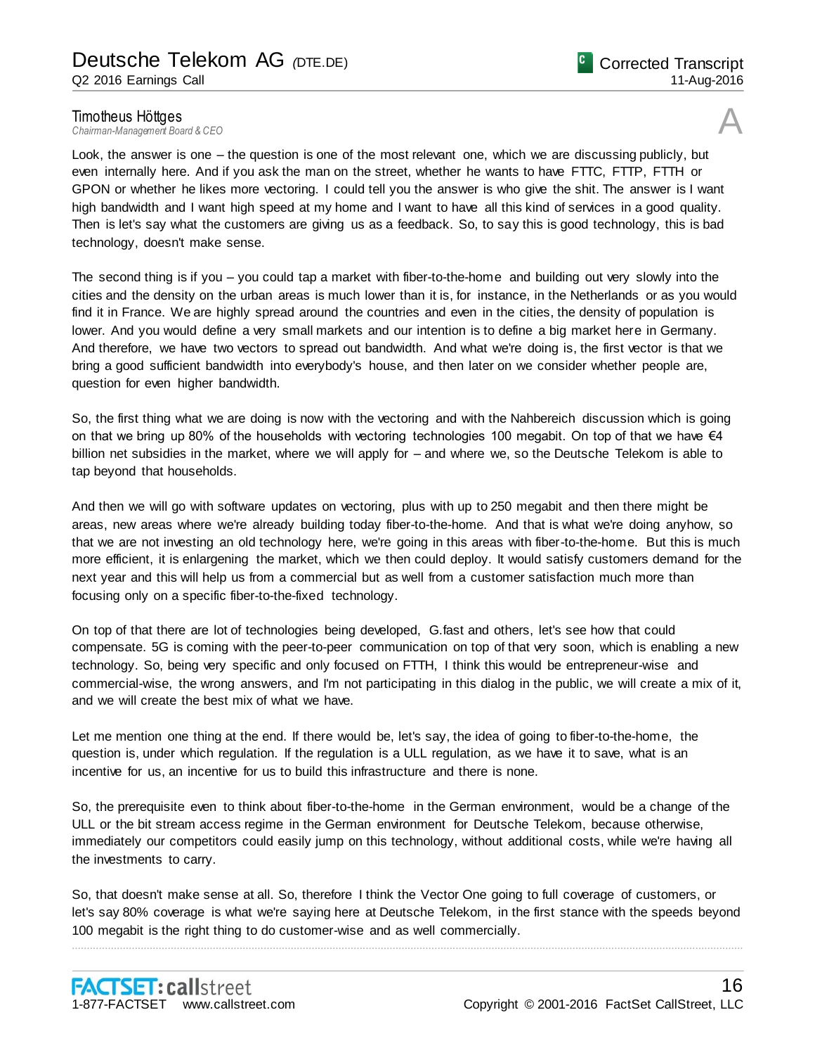**Timotheus Höttges**
*Chairman-Management Board & CEO*

A

Look, the answer is one – the question is one of the most relevant one, which we are discussing publicly, but even internally here. And if you ask the man on the street, whether he wants to have FTTC, FTTP, FTTH or GPON or whether he likes more vectoring. I could tell you the answer is who give the shit. The answer is I want high bandwidth and I want high speed at my home and I want to have all this kind of services in a good quality. Then is let's say what the customers are giving us as a feedback. So, to say this is good technology, this is bad technology, doesn't make sense.

The second thing is if you – you could tap a market with fiber-to-the-home and building out very slowly into the cities and the density on the urban areas is much lower than it is, for instance, in the Netherlands or as you would find it in France. We are highly spread around the countries and even in the cities, the density of population is lower. And you would define a very small markets and our intention is to define a big market here in Germany. And therefore, we have two vectors to spread out bandwidth. And what we're doing is, the first vector is that we bring a good sufficient bandwidth into everybody's house, and then later on we consider whether people are, question for even higher bandwidth.

So, the first thing what we are doing is now with the vectoring and with the Nahbereich discussion which is going on that we bring up 80% of the households with vectoring technologies 100 megabit. On top of that we have €4 billion net subsidies in the market, where we will apply for – and where we, so the Deutsche Telekom is able to tap beyond that households.

And then we will go with software updates on vectoring, plus with up to 250 megabit and then there might be areas, new areas where we're already building today fiber-to-the-home. And that is what we're doing anyhow, so that we are not investing an old technology here, we're going in this areas with fiber-to-the-home. But this is much more efficient, it is enlargening the market, which we then could deploy. It would satisfy customers demand for the next year and this will help us from a commercial but as well from a customer satisfaction much more than focusing only on a specific fiber-to-the-fixed technology.

On top of that there are lot of technologies being developed, G.fast and others, let's see how that could compensate. 5G is coming with the peer-to-peer communication on top of that very soon, which is enabling a new technology. So, being very specific and only focused on FTTH, I think this would be entrepreneur-wise and commercial-wise, the wrong answers, and I'm not participating in this dialog in the public, we will create a mix of it, and we will create the best mix of what we have.

Let me mention one thing at the end. If there would be, let's say, the idea of going to fiber-to-the-home, the question is, under which regulation. If the regulation is a ULL regulation, as we have it to save, what is an incentive for us, an incentive for us to build this infrastructure and there is none.

So, the prerequisite even to think about fiber-to-the-home in the German environment, would be a change of the ULL or the bit stream access regime in the German environment for Deutsche Telekom, because otherwise, immediately our competitors could easily jump on this technology, without additional costs, while we're having all the investments to carry.

So, that doesn't make sense at all. So, therefore I think the Vector One going to full coverage of customers, or let's say 80% coverage is what we're saying here at Deutsche Telekom, in the first stance with the speeds beyond 100 megabit is the right thing to do customer-wise and as well commercially.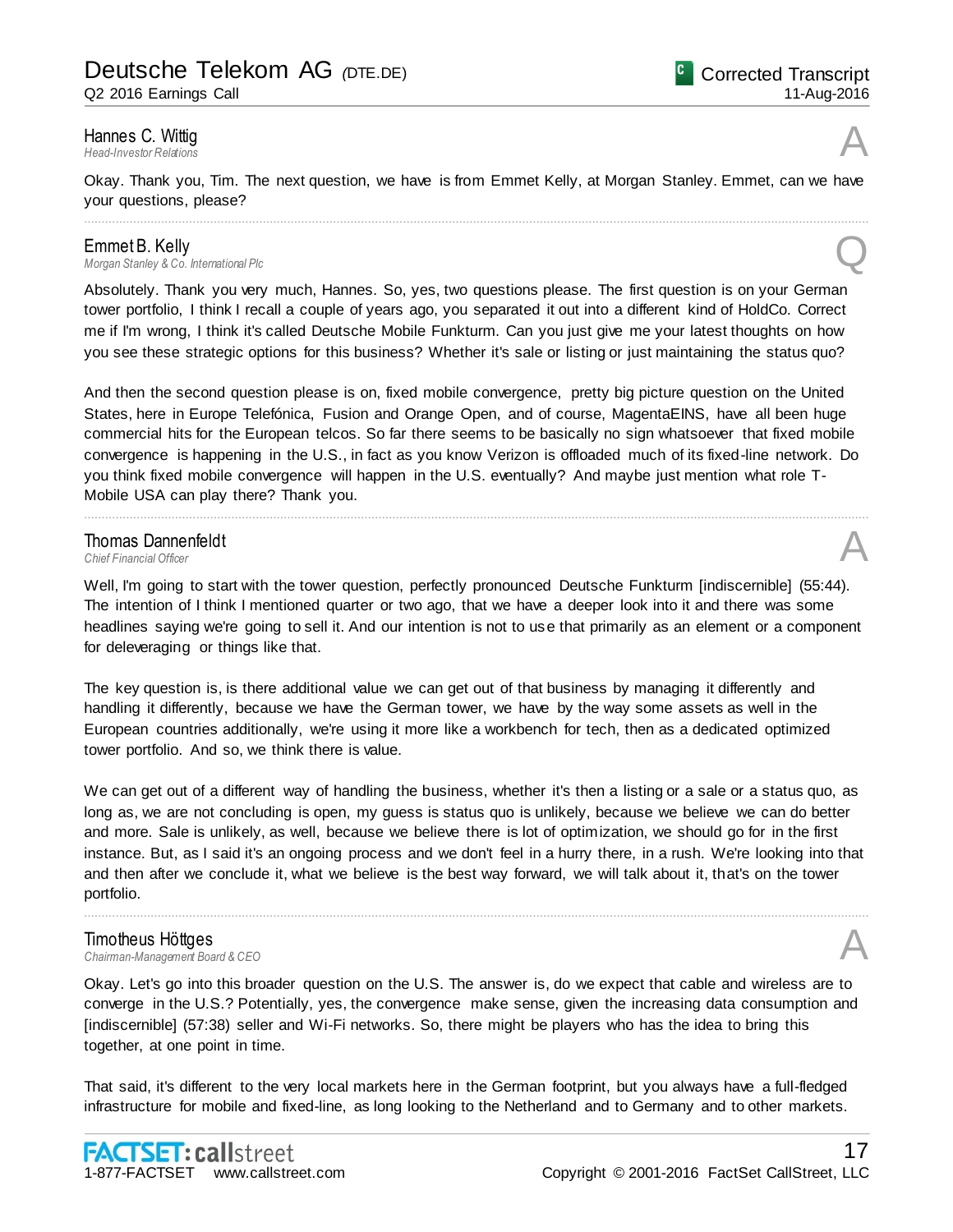**Hannes C. Wittig**
*Head-Investor Relations*

A

Okay. Thank you, Tim. The next question, we have is from Emmet Kelly, at Morgan Stanley. Emmet, can we have your questions, please?

---

**Emmet B. Kelly**
*Morgan Stanley & Co. International Plc*

Q

Absolutely. Thank you very much, Hannes. So, yes, two questions please. The first question is on your German tower portfolio, I think I recall a couple of years ago, you separated it out into a different kind of HoldCo. Correct me if I'm wrong, I think it's called Deutsche Mobile Funkturm. Can you just give me your latest thoughts on how you see these strategic options for this business? Whether it's sale or listing or just maintaining the status quo?

And then the second question please is on, fixed mobile convergence, pretty big picture question on the United States, here in Europe Telefónica, Fusion and Orange Open, and of course, MagentaEINS, have all been huge commercial hits for the European telcos. So far there seems to be basically no sign whatsoever that fixed mobile convergence is happening in the U.S., in fact as you know Verizon is offloaded much of its fixed-line network. Do you think fixed mobile convergence will happen in the U.S. eventually? And maybe just mention what role T-Mobile USA can play there? Thank you.

---

**Thomas Dannenfeldt**
*Chief Financial Officer*

A

Well, I'm going to start with the tower question, perfectly pronounced Deutsche Funkturm [indiscernible] (55:44). The intention of I think I mentioned quarter or two ago, that we have a deeper look into it and there was some headlines saying we're going to sell it. And our intention is not to use that primarily as an element or a component for deleveraging or things like that.

The key question is, is there additional value we can get out of that business by managing it differently and handling it differently, because we have the German tower, we have by the way some assets as well in the European countries additionally, we're using it more like a workbench for tech, then as a dedicated optimized tower portfolio. And so, we think there is value.

We can get out of a different way of handling the business, whether it's then a listing or a sale or a status quo, as long as, we are not concluding is open, my guess is status quo is unlikely, because we believe we can do better and more. Sale is unlikely, as well, because we believe there is lot of optimization, we should go for in the first instance. But, as I said it's an ongoing process and we don't feel in a hurry there, in a rush. We're looking into that and then after we conclude it, what we believe is the best way forward, we will talk about it, that's on the tower portfolio.

---

**Timotheus Höttges**
*Chairman-Management Board & CEO*

A

Okay. Let's go into this broader question on the U.S. The answer is, do we expect that cable and wireless are to converge in the U.S.? Potentially, yes, the convergence make sense, given the increasing data consumption and [indiscernible] (57:38) seller and Wi-Fi networks. So, there might be players who has the idea to bring this together, at one point in time.

That said, it's different to the very local markets here in the German footprint, but you always have a full-fledged infrastructure for mobile and fixed-line, as long looking to the Netherland and to Germany and to other markets.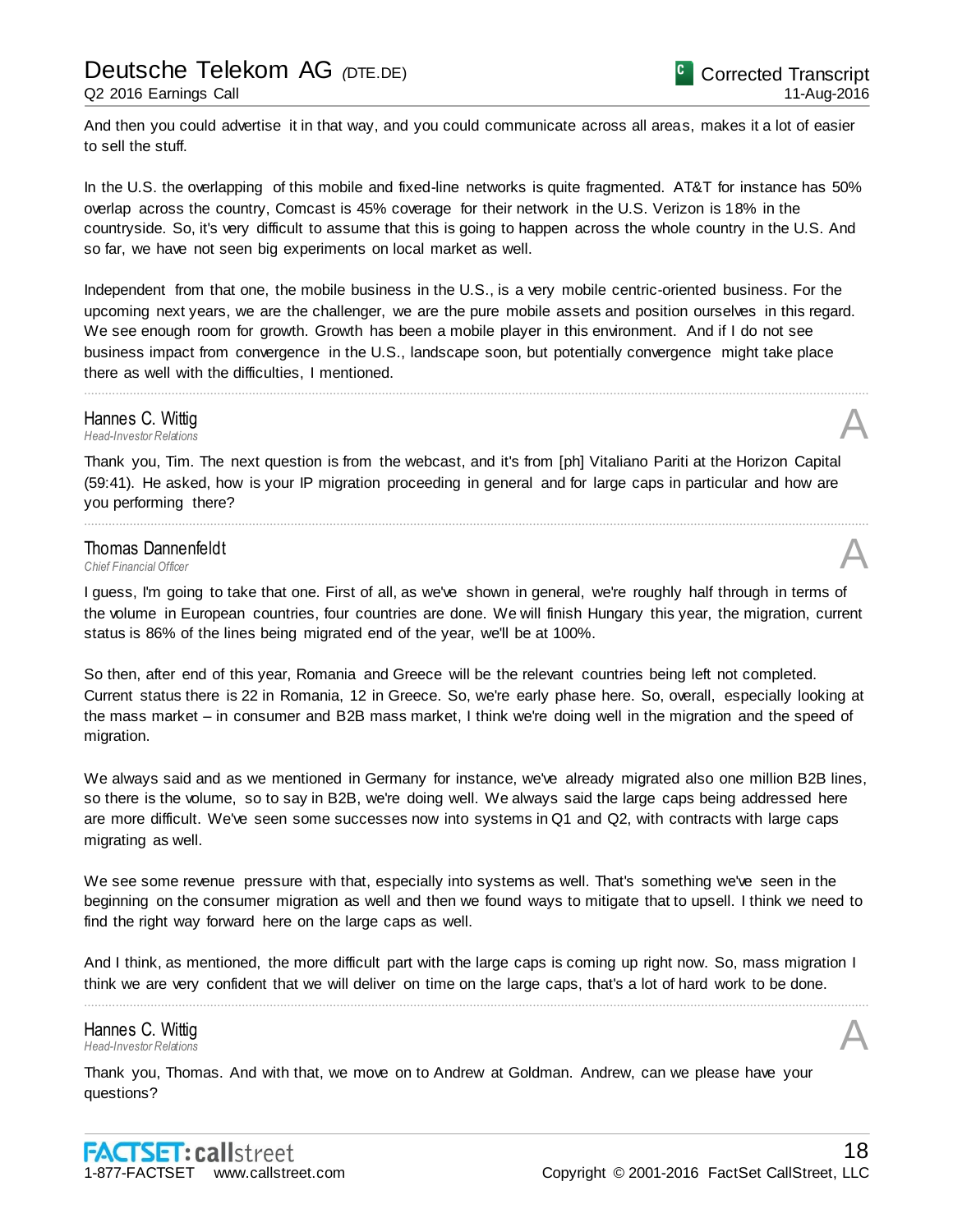And then you could advertise it in that way, and you could communicate across all areas, makes it a lot of easier to sell the stuff.

In the U.S. the overlapping of this mobile and fixed-line networks is quite fragmented. AT&T for instance has 50% overlap across the country, Comcast is 45% coverage for their network in the U.S. Verizon is 18% in the countryside. So, it's very difficult to assume that this is going to happen across the whole country in the U.S. And so far, we have not seen big experiments on local market as well.

Independent from that one, the mobile business in the U.S., is a very mobile centric-oriented business. For the upcoming next years, we are the challenger, we are the pure mobile assets and position ourselves in this regard. We see enough room for growth. Growth has been a mobile player in this environment. And if I do not see business impact from convergence in the U.S., landscape soon, but potentially convergence might take place there as well with the difficulties, I mentioned.

---

**Hannes C. Wittig**
*Head-Investor Relations*

A

Thank you, Tim. The next question is from the webcast, and it's from [ph] Vitaliano Pariti at the Horizon Capital (59:41). He asked, how is your IP migration proceeding in general and for large caps in particular and how are you performing there?

---

**Thomas Dannenfeldt**
*Chief Financial Officer*

A

I guess, I'm going to take that one. First of all, as we've shown in general, we're roughly half through in terms of the volume in European countries, four countries are done. We will finish Hungary this year, the migration, current status is 86% of the lines being migrated end of the year, we'll be at 100%.

So then, after end of this year, Romania and Greece will be the relevant countries being left not completed. Current status there is 22 in Romania, 12 in Greece. So, we're early phase here. So, overall, especially looking at the mass market – in consumer and B2B mass market, I think we're doing well in the migration and the speed of migration.

We always said and as we mentioned in Germany for instance, we've already migrated also one million B2B lines, so there is the volume, so to say in B2B, we're doing well. We always said the large caps being addressed here are more difficult. We've seen some successes now into systems in Q1 and Q2, with contracts with large caps migrating as well.

We see some revenue pressure with that, especially into systems as well. That's something we've seen in the beginning on the consumer migration as well and then we found ways to mitigate that to upsell. I think we need to find the right way forward here on the large caps as well.

And I think, as mentioned, the more difficult part with the large caps is coming up right now. So, mass migration I think we are very confident that we will deliver on time on the large caps, that's a lot of hard work to be done.

---

**Hannes C. Wittig**
*Head-Investor Relations*

A

Thank you, Thomas. And with that, we move on to Andrew at Goldman. Andrew, can we please have your questions?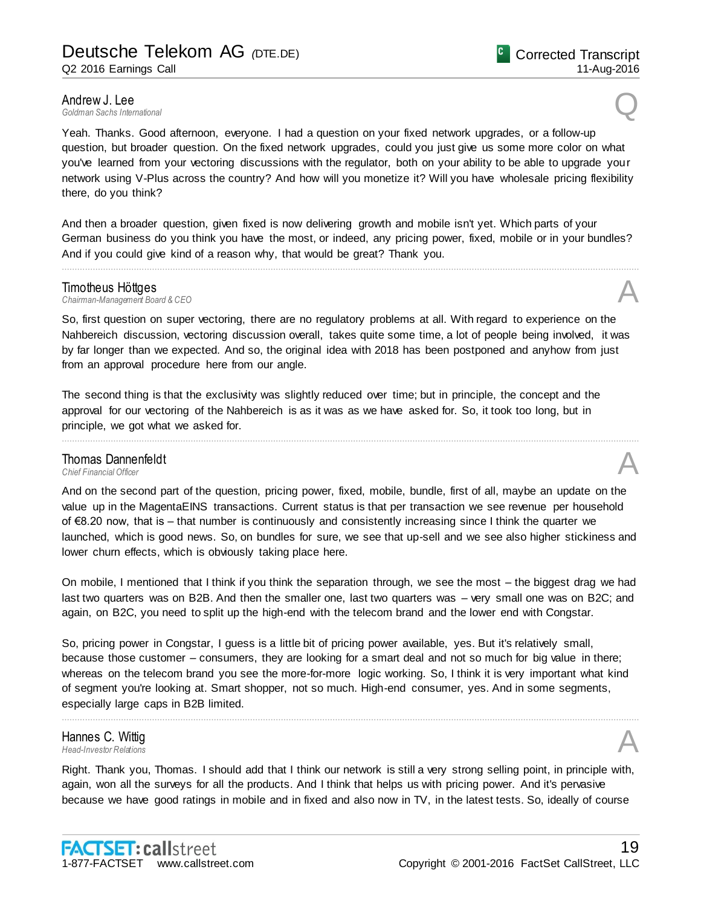**Andrew J. Lee**
*Goldman Sachs International*

Q

Yeah. Thanks. Good afternoon, everyone. I had a question on your fixed network upgrades, or a follow-up question, but broader question. On the fixed network upgrades, could you just give us some more color on what you've learned from your vectoring discussions with the regulator, both on your ability to be able to upgrade your network using V-Plus across the country? And how will you monetize it? Will you have wholesale pricing flexibility there, do you think?

And then a broader question, given fixed is now delivering growth and mobile isn't yet. Which parts of your German business do you think you have the most, or indeed, any pricing power, fixed, mobile or in your bundles? And if you could give kind of a reason why, that would be great? Thank you.

---

**Timotheus Höttges**
*Chairman-Management Board & CEO*

A

So, first question on super vectoring, there are no regulatory problems at all. With regard to experience on the Nahbereich discussion, vectoring discussion overall, takes quite some time, a lot of people being involved, it was by far longer than we expected. And so, the original idea with 2018 has been postponed and anyhow from just from an approval procedure here from our angle.

The second thing is that the exclusivity was slightly reduced over time; but in principle, the concept and the approval for our vectoring of the Nahbereich is as it was as we have asked for. So, it took too long, but in principle, we got what we asked for.

---

**Thomas Dannenfeldt**
*Chief Financial Officer*

A

And on the second part of the question, pricing power, fixed, mobile, bundle, first of all, maybe an update on the value up in the MagentaEINS transactions. Current status is that per transaction we see revenue per household of €8.20 now, that is – that number is continuously and consistently increasing since I think the quarter we launched, which is good news. So, on bundles for sure, we see that up-sell and we see also higher stickiness and lower churn effects, which is obviously taking place here.

On mobile, I mentioned that I think if you think the separation through, we see the most – the biggest drag we had last two quarters was on B2B. And then the smaller one, last two quarters was – very small one was on B2C; and again, on B2C, you need to split up the high-end with the telecom brand and the lower end with Congstar.

So, pricing power in Congstar, I guess is a little bit of pricing power available, yes. But it's relatively small, because those customer – consumers, they are looking for a smart deal and not so much for big value in there; whereas on the telecom brand you see the more-for-more logic working. So, I think it is very important what kind of segment you're looking at. Smart shopper, not so much. High-end consumer, yes. And in some segments, especially large caps in B2B limited.

---

**Hannes C. Wittig**
*Head-Investor Relations*

A

Right. Thank you, Thomas. I should add that I think our network is still a very strong selling point, in principle with, again, won all the surveys for all the products. And I think that helps us with pricing power. And it's pervasive because we have good ratings in mobile and in fixed and also now in TV, in the latest tests. So, ideally of course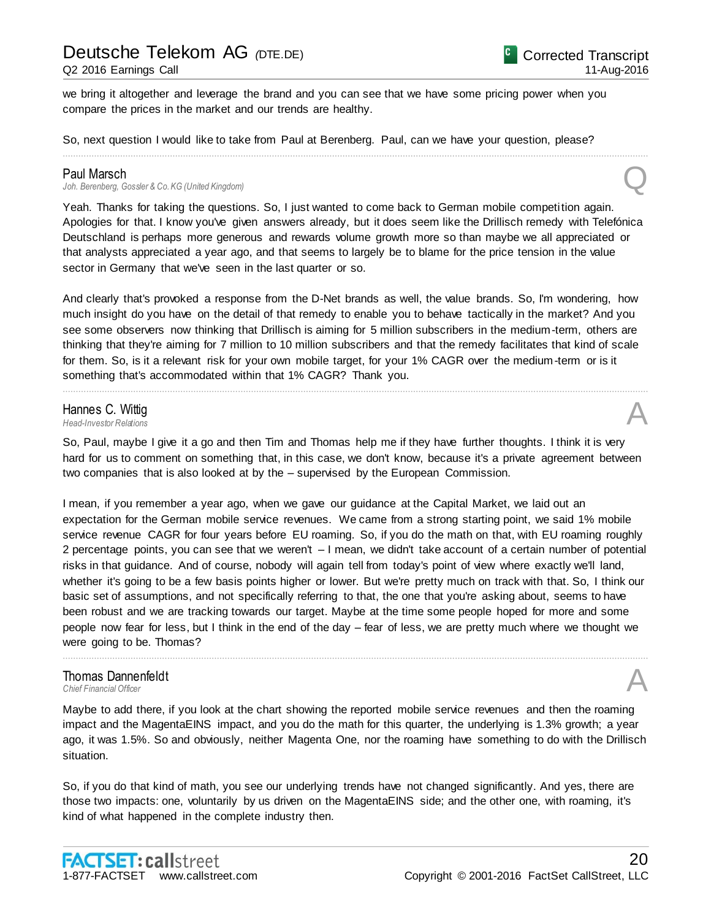we bring it altogether and leverage the brand and you can see that we have some pricing power when you compare the prices in the market and our trends are healthy.

So, next question I would like to take from Paul at Berenberg. Paul, can we have your question, please?

---

**Paul Marsch**
*Joh. Berenberg, Gossler & Co. KG (United Kingdom)* **Q**

Yeah. Thanks for taking the questions. So, I just wanted to come back to German mobile competition again. Apologies for that. I know you've given answers already, but it does seem like the Drillisch remedy with Telefónica Deutschland is perhaps more generous and rewards volume growth more so than maybe we all appreciated or that analysts appreciated a year ago, and that seems to largely be to blame for the price tension in the value sector in Germany that we've seen in the last quarter or so.

And clearly that's provoked a response from the D-Net brands as well, the value brands. So, I'm wondering, how much insight do you have on the detail of that remedy to enable you to behave tactically in the market? And you see some observers now thinking that Drillisch is aiming for 5 million subscribers in the medium-term, others are thinking that they're aiming for 7 million to 10 million subscribers and that the remedy facilitates that kind of scale for them. So, is it a relevant risk for your own mobile target, for your 1% CAGR over the medium-term or is it something that's accommodated within that 1% CAGR? Thank you.

---

**Hannes C. Wittig**
*Head-Investor Relations* **A**

So, Paul, maybe I give it a go and then Tim and Thomas help me if they have further thoughts. I think it is very hard for us to comment on something that, in this case, we don't know, because it's a private agreement between two companies that is also looked at by the – supervised by the European Commission.

I mean, if you remember a year ago, when we gave our guidance at the Capital Market, we laid out an expectation for the German mobile service revenues. We came from a strong starting point, we said 1% mobile service revenue CAGR for four years before EU roaming. So, if you do the math on that, with EU roaming roughly 2 percentage points, you can see that we weren't – I mean, we didn't take account of a certain number of potential risks in that guidance. And of course, nobody will again tell from today's point of view where exactly we'll land, whether it's going to be a few basis points higher or lower. But we're pretty much on track with that. So, I think our basic set of assumptions, and not specifically referring to that, the one that you're asking about, seems to have been robust and we are tracking towards our target. Maybe at the time some people hoped for more and some people now fear for less, but I think in the end of the day – fear of less, we are pretty much where we thought we were going to be. Thomas?

---

**Thomas Dannenfeldt**
*Chief Financial Officer* **A**

Maybe to add there, if you look at the chart showing the reported mobile service revenues and then the roaming impact and the MagentaEINS impact, and you do the math for this quarter, the underlying is 1.3% growth; a year ago, it was 1.5%. So and obviously, neither Magenta One, nor the roaming have something to do with the Drillisch situation.

So, if you do that kind of math, you see our underlying trends have not changed significantly. And yes, there are those two impacts: one, voluntarily by us driven on the MagentaEINS side; and the other one, with roaming, it's kind of what happened in the complete industry then.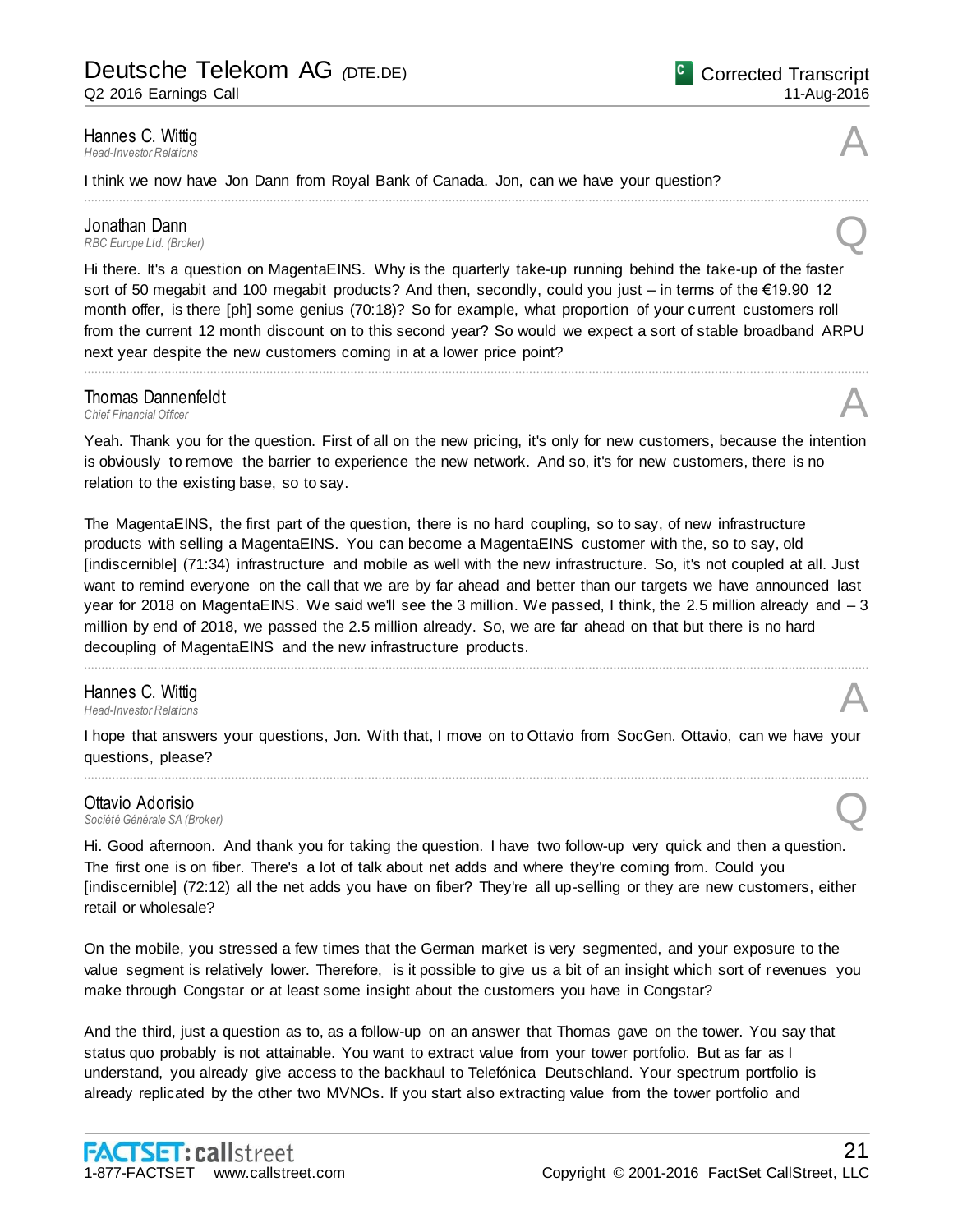**Hannes C. Wittig**
*Head-Investor Relations*

A

I think we now have Jon Dann from Royal Bank of Canada. Jon, can we have your question?

---

**Jonathan Dann**
*RBC Europe Ltd. (Broker)*

Q

Hi there. It's a question on MagentaEINS. Why is the quarterly take-up running behind the take-up of the faster sort of 50 megabit and 100 megabit products? And then, secondly, could you just – in terms of the €19.90 12 month offer, is there [ph] some genius (70:18)? So for example, what proportion of your current customers roll from the current 12 month discount on to this second year? So would we expect a sort of stable broadband ARPU next year despite the new customers coming in at a lower price point?

---

**Thomas Dannenfeldt**
*Chief Financial Officer*

A

Yeah. Thank you for the question. First of all on the new pricing, it's only for new customers, because the intention is obviously to remove the barrier to experience the new network. And so, it's for new customers, there is no relation to the existing base, so to say.

The MagentaEINS, the first part of the question, there is no hard coupling, so to say, of new infrastructure products with selling a MagentaEINS. You can become a MagentaEINS customer with the, so to say, old [indiscernible] (71:34) infrastructure and mobile as well with the new infrastructure. So, it's not coupled at all. Just want to remind everyone on the call that we are by far ahead and better than our targets we have announced last year for 2018 on MagentaEINS. We said we'll see the 3 million. We passed, I think, the 2.5 million already and – 3 million by end of 2018, we passed the 2.5 million already. So, we are far ahead on that but there is no hard decoupling of MagentaEINS and the new infrastructure products.

---

**Hannes C. Wittig**
*Head-Investor Relations*

A

I hope that answers your questions, Jon. With that, I move on to Ottavio from SocGen. Ottavio, can we have your questions, please?

---

**Ottavio Adorisio**
*Société Générale SA (Broker)*

Q

Hi. Good afternoon. And thank you for taking the question. I have two follow-up very quick and then a question. The first one is on fiber. There's a lot of talk about net adds and where they're coming from. Could you [indiscernible] (72:12) all the net adds you have on fiber? They're all up-selling or they are new customers, either retail or wholesale?

On the mobile, you stressed a few times that the German market is very segmented, and your exposure to the value segment is relatively lower. Therefore, is it possible to give us a bit of an insight which sort of revenues you make through Congstar or at least some insight about the customers you have in Congstar?

And the third, just a question as to, as a follow-up on an answer that Thomas gave on the tower. You say that status quo probably is not attainable. You want to extract value from your tower portfolio. But as far as I understand, you already give access to the backhaul to Telefónica Deutschland. Your spectrum portfolio is already replicated by the other two MVNOs. If you start also extracting value from the tower portfolio and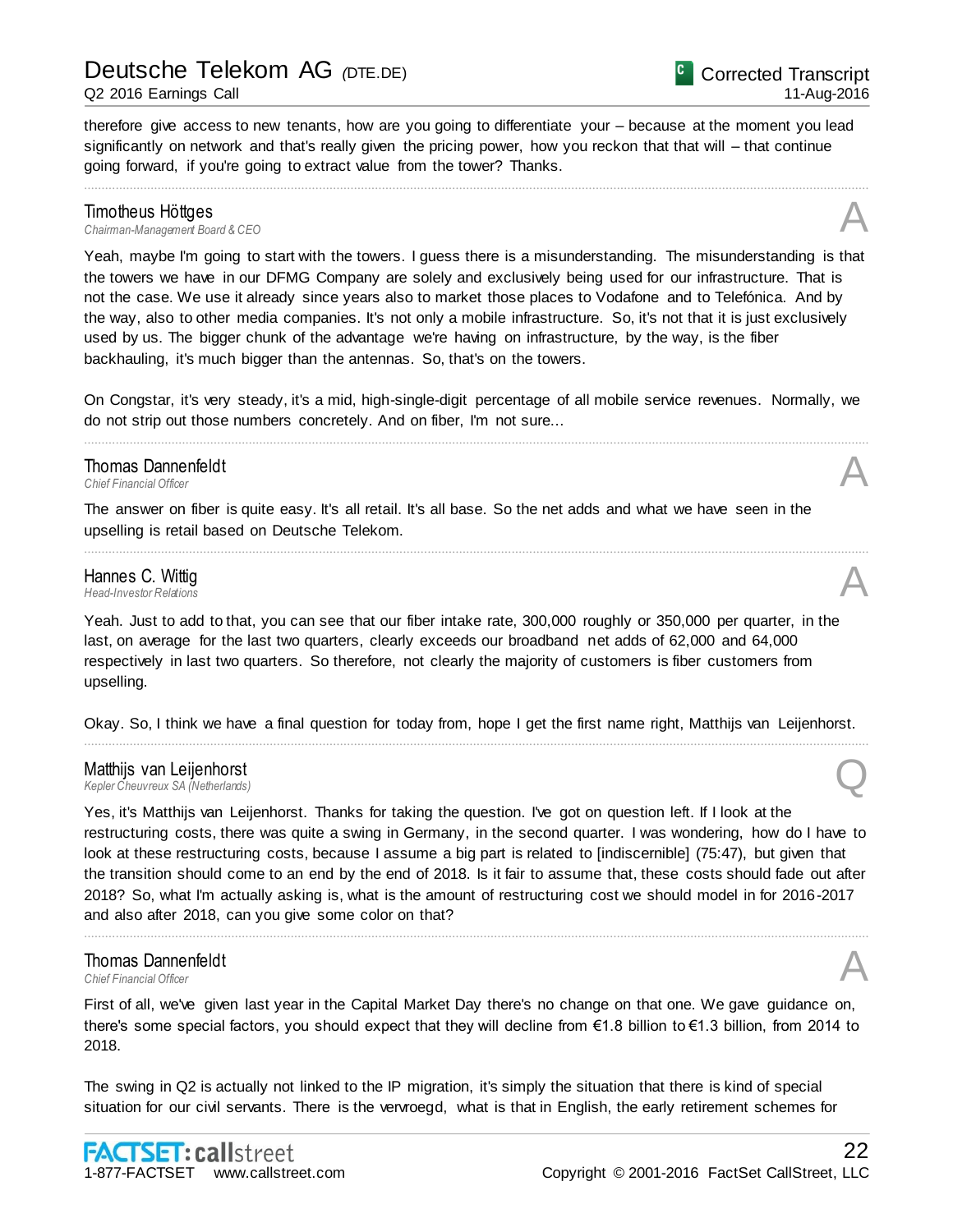therefore give access to new tenants, how are you going to differentiate your – because at the moment you lead significantly on network and that's really given the pricing power, how you reckon that that will – that continue going forward, if you're going to extract value from the tower? Thanks.

---

**Timotheus Höttges**
*Chairman-Management Board & CEO* **A**

Yeah, maybe I'm going to start with the towers. I guess there is a misunderstanding. The misunderstanding is that the towers we have in our DFMG Company are solely and exclusively being used for our infrastructure. That is not the case. We use it already since years also to market those places to Vodafone and to Telefónica. And by the way, also to other media companies. It's not only a mobile infrastructure. So, it's not that it is just exclusively used by us. The bigger chunk of the advantage we're having on infrastructure, by the way, is the fiber backhauling, it's much bigger than the antennas. So, that's on the towers.

On Congstar, it's very steady, it's a mid, high-single-digit percentage of all mobile service revenues. Normally, we do not strip out those numbers concretely. And on fiber, I'm not sure...

---

**Thomas Dannenfeldt**
*Chief Financial Officer* **A**

The answer on fiber is quite easy. It's all retail. It's all base. So the net adds and what we have seen in the upselling is retail based on Deutsche Telekom.

---

**Hannes C. Wittig**
*Head-Investor Relations* **A**

Yeah. Just to add to that, you can see that our fiber intake rate, 300,000 roughly or 350,000 per quarter, in the last, on average for the last two quarters, clearly exceeds our broadband net adds of 62,000 and 64,000 respectively in last two quarters. So therefore, not clearly the majority of customers is fiber customers from upselling.

Okay. So, I think we have a final question for today from, hope I get the first name right, Matthijs van Leijenhorst.

---

**Matthijs van Leijenhorst**
*Kepler Cheuvreux SA (Netherlands)* **Q**

Yes, it's Matthijs van Leijenhorst. Thanks for taking the question. I've got on question left. If I look at the restructuring costs, there was quite a swing in Germany, in the second quarter. I was wondering, how do I have to look at these restructuring costs, because I assume a big part is related to [indiscernible] (75:47), but given that the transition should come to an end by the end of 2018. Is it fair to assume that, these costs should fade out after 2018? So, what I'm actually asking is, what is the amount of restructuring cost we should model in for 2016-2017 and also after 2018, can you give some color on that?

---

**Thomas Dannenfeldt**
*Chief Financial Officer* **A**

First of all, we've given last year in the Capital Market Day there's no change on that one. We gave guidance on, there's some special factors, you should expect that they will decline from €1.8 billion to €1.3 billion, from 2014 to 2018.

The swing in Q2 is actually not linked to the IP migration, it's simply the situation that there is kind of special situation for our civil servants. There is the vervroegd, what is that in English, the early retirement schemes for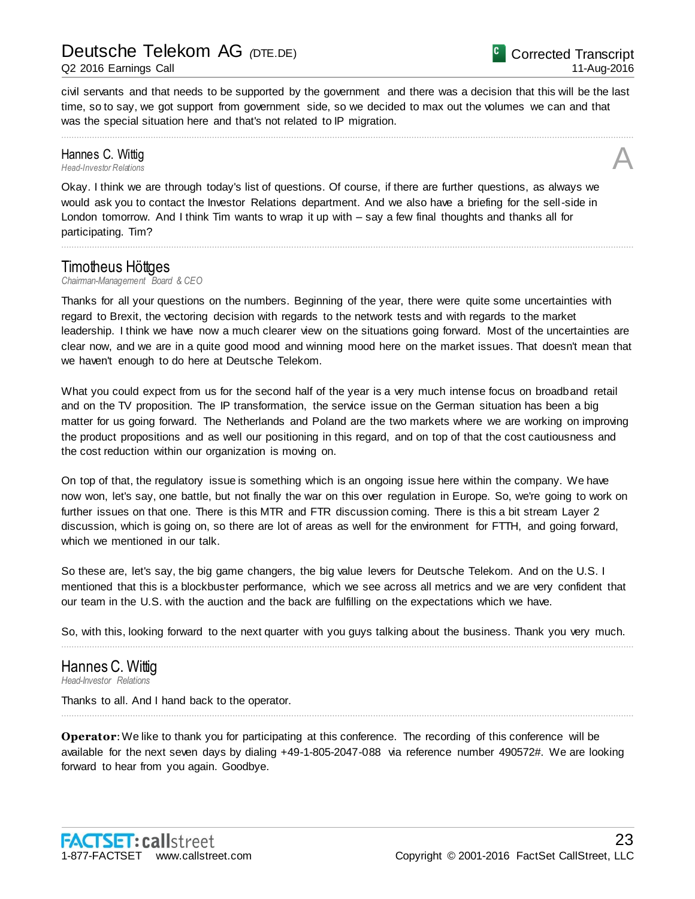civil servants and that needs to be supported by the government and there was a decision that this will be the last time, so to say, we got support from government side, so we decided to max out the volumes we can and that was the special situation here and that's not related to IP migration.

---

**Hannes C. Wittig**
*Head-Investor Relations*

**A**

Okay. I think we are through today's list of questions. Of course, if there are further questions, as always we would ask you to contact the Investor Relations department. And we also have a briefing for the sell-side in London tomorrow. And I think Tim wants to wrap it up with – say a few final thoughts and thanks all for participating. Tim?

---

**Timotheus Höttges**
*Chairman-Management Board & CEO*

Thanks for all your questions on the numbers. Beginning of the year, there were quite some uncertainties with regard to Brexit, the vectoring decision with regards to the network tests and with regards to the market leadership. I think we have now a much clearer view on the situations going forward. Most of the uncertainties are clear now, and we are in a quite good mood and winning mood here on the market issues. That doesn't mean that we haven't enough to do here at Deutsche Telekom.

What you could expect from us for the second half of the year is a very much intense focus on broadband retail and on the TV proposition. The IP transformation, the service issue on the German situation has been a big matter for us going forward. The Netherlands and Poland are the two markets where we are working on improving the product propositions and as well our positioning in this regard, and on top of that the cost cautiousness and the cost reduction within our organization is moving on.

On top of that, the regulatory issue is something which is an ongoing issue here within the company. We have now won, let's say, one battle, but not finally the war on this over regulation in Europe. So, we're going to work on further issues on that one. There is this MTR and FTR discussion coming. There is this a bit stream Layer 2 discussion, which is going on, so there are lot of areas as well for the environment for FTTH, and going forward, which we mentioned in our talk.

So these are, let's say, the big game changers, the big value levers for Deutsche Telekom. And on the U.S. I mentioned that this is a blockbuster performance, which we see across all metrics and we are very confident that our team in the U.S. with the auction and the back are fulfilling on the expectations which we have.

So, with this, looking forward to the next quarter with you guys talking about the business. Thank you very much.

---

**Hannes C. Wittig**
*Head-Investor Relations*

Thanks to all. And I hand back to the operator.

---

**Operator**: We like to thank you for participating at this conference. The recording of this conference will be available for the next seven days by dialing +49-1-805-2047-088 via reference number 490572#. We are looking forward to hear from you again. Goodbye.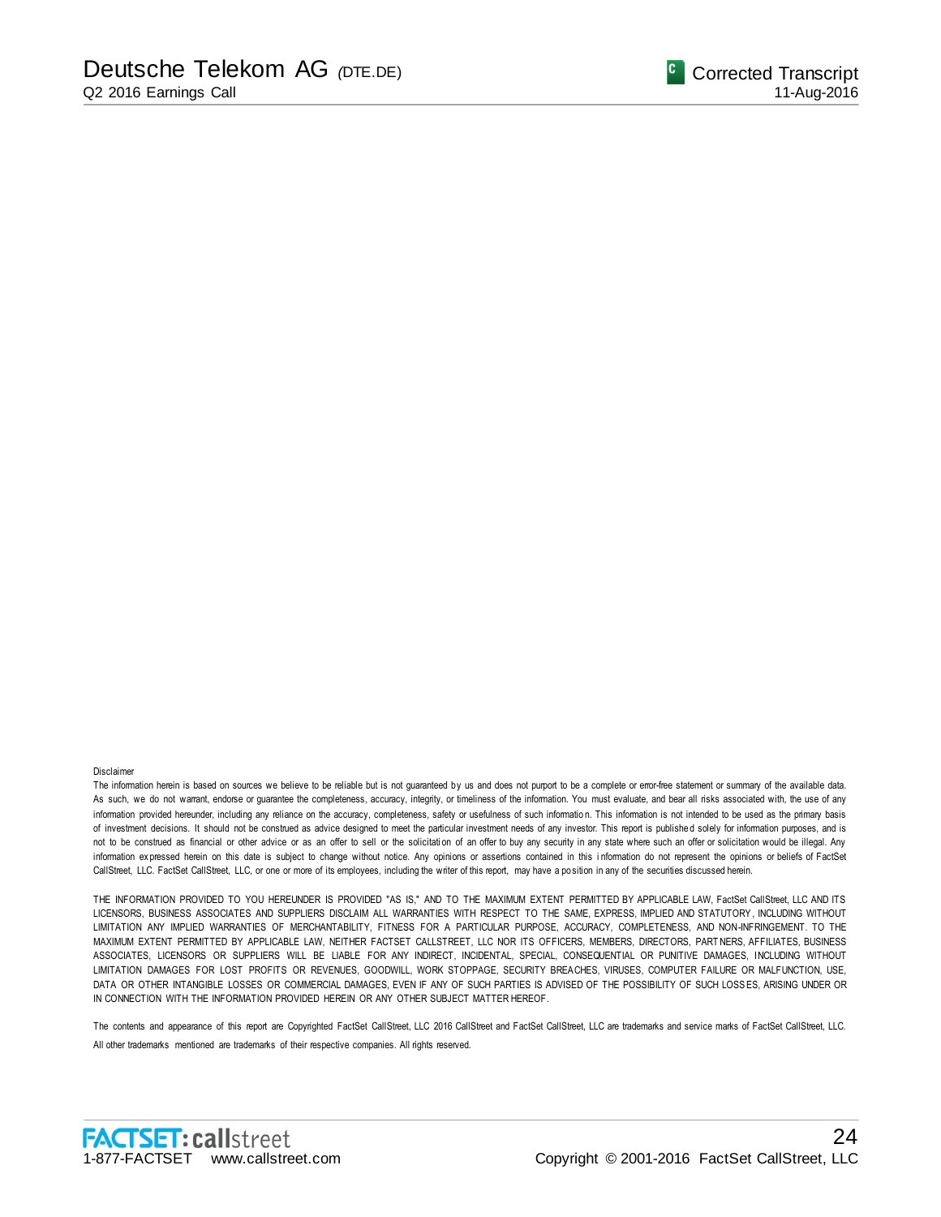Disclaimer

The information herein is based on sources we believe to be reliable but is not guaranteed by us and does not purport to be a complete or error-free statement or summary of the available data. As such, we do not warrant, endorse or guarantee the completeness, accuracy, integrity, or timeliness of the information. You must evaluate, and bear all risks associated with, the use of any information provided hereunder, including any reliance on the accuracy, completeness, safety or usefulness of such information. This information is not intended to be used as the primary basis of investment decisions. It should not be construed as advice designed to meet the particular investment needs of any investor. This report is published solely for information purposes, and is not to be construed as financial or other advice or as an offer to sell or the solicitation of an offer to buy any security in any state where such an offer or solicitation would be illegal. Any information expressed herein on this date is subject to change without notice. Any opinions or assertions contained in this information do not represent the opinions or beliefs of FactSet CallStreet, LLC. FactSet CallStreet, LLC, or one or more of its employees, including the writer of this report, may have a position in any of the securities discussed herein.

THE INFORMATION PROVIDED TO YOU HEREUNDER IS PROVIDED "AS IS," AND TO THE MAXIMUM EXTENT PERMITTED BY APPLICABLE LAW, FactSet CallStreet, LLC AND ITS LICENSORS, BUSINESS ASSOCIATES AND SUPPLIERS DISCLAIM ALL WARRANTIES WITH RESPECT TO THE SAME, EXPRESS, IMPLIED AND STATUTORY, INCLUDING WITHOUT LIMITATION ANY IMPLIED WARRANTIES OF MERCHANTABILITY, FITNESS FOR A PARTICULAR PURPOSE, ACCURACY, COMPLETENESS, AND NON-INFRINGEMENT. TO THE MAXIMUM EXTENT PERMITTED BY APPLICABLE LAW, NEITHER FACTSET CALLSTREET, LLC NOR ITS OFFICERS, MEMBERS, DIRECTORS, PARTNERS, AFFILIATES, BUSINESS ASSOCIATES, LICENSORS OR SUPPLIERS WILL BE LIABLE FOR ANY INDIRECT, INCIDENTAL, SPECIAL, CONSEQUENTIAL OR PUNITIVE DAMAGES, INCLUDING WITHOUT LIMITATION DAMAGES FOR LOST PROFITS OR REVENUES, GOODWILL, WORK STOPPAGE, SECURITY BREACHES, VIRUSES, COMPUTER FAILURE OR MALFUNCTION, USE, DATA OR OTHER INTANGIBLE LOSSES OR COMMERCIAL DAMAGES, EVEN IF ANY OF SUCH PARTIES IS ADVISED OF THE POSSIBILITY OF SUCH LOSSES, ARISING UNDER OR IN CONNECTION WITH THE INFORMATION PROVIDED HEREIN OR ANY OTHER SUBJECT MATTER HEREOF.

The contents and appearance of this report are Copyrighted FactSet CallStreet, LLC 2016 CallStreet and FactSet CallStreet, LLC are trademarks and service marks of FactSet CallStreet, LLC. All other trademarks mentioned are trademarks of their respective companies. All rights reserved.